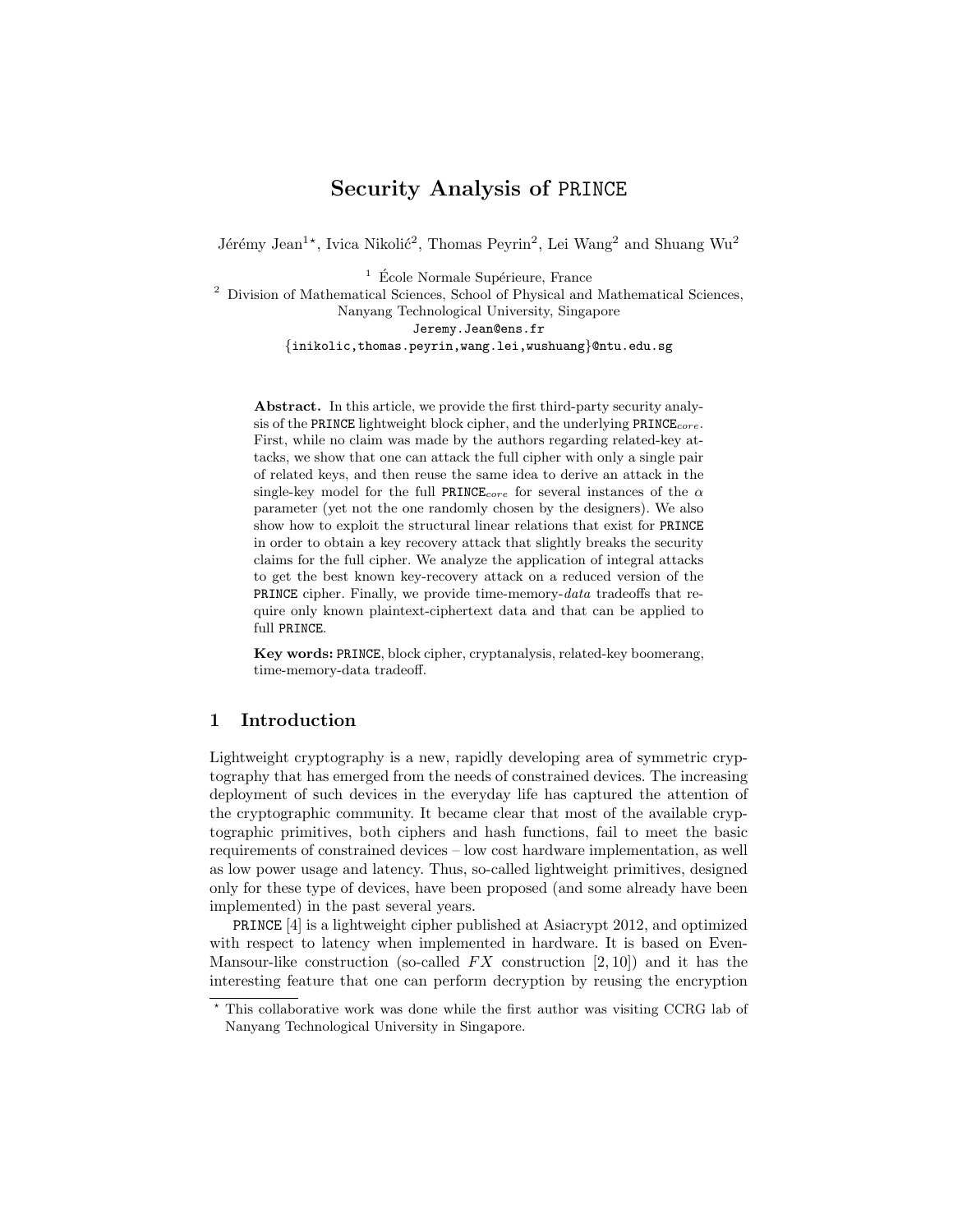# Security Analysis of PRINCE

Jérémy Jean[1⋆], Ivica Nikolić[2], Thomas Peyrin[2], Lei Wang[2] and Shuang Wu[2]

[1] École Normale Supérieure, France
[2] Division of Mathematical Sciences, School of Physical and Mathematical Sciences, Nanyang Technological University, Singapore
Jeremy.Jean@ens.fr
{inikolic,thomas.peyrin,wang.lei,wushuang}@ntu.edu.sg

**Abstract.** In this article, we provide the first third-party security analysis of the PRINCE lightweight block cipher, and the underlying $\text{PRINCE}_{core}$. First, while no claim was made by the authors regarding related-key attacks, we show that one can attack the full cipher with only a single pair of related keys, and then reuse the same idea to derive an attack in the single-key model for the full $\text{PRINCE}_{core}$ for several instances of the $\alpha$ parameter (yet not the one randomly chosen by the designers). We also show how to exploit the structural linear relations that exist for PRINCE in order to obtain a key recovery attack that slightly breaks the security claims for the full cipher. We analyze the application of integral attacks to get the best known key-recovery attack on a reduced version of the PRINCE cipher. Finally, we provide time-memory-*data* tradeoffs that require only known plaintext-ciphertext data and that can be applied to full PRINCE.

**Key words:** PRINCE, block cipher, cryptanalysis, related-key boomerang, time-memory-data tradeoff.

## 1 Introduction

Lightweight cryptography is a new, rapidly developing area of symmetric cryptography that has emerged from the needs of constrained devices. The increasing deployment of such devices in the everyday life has captured the attention of the cryptographic community. It became clear that most of the available cryptographic primitives, both ciphers and hash functions, fail to meet the basic requirements of constrained devices – low cost hardware implementation, as well as low power usage and latency. Thus, so-called lightweight primitives, designed only for these type of devices, have been proposed (and some already have been implemented) in the past several years.

PRINCE [4] is a lightweight cipher published at Asiacrypt 2012, and optimized with respect to latency when implemented in hardware. It is based on Even-Mansour-like construction (so-called $FX$ construction [2, 10]) and it has the interesting feature that one can perform decryption by reusing the encryption

⋆ This collaborative work was done while the first author was visiting CCRG lab of Nanyang Technological University in Singapore.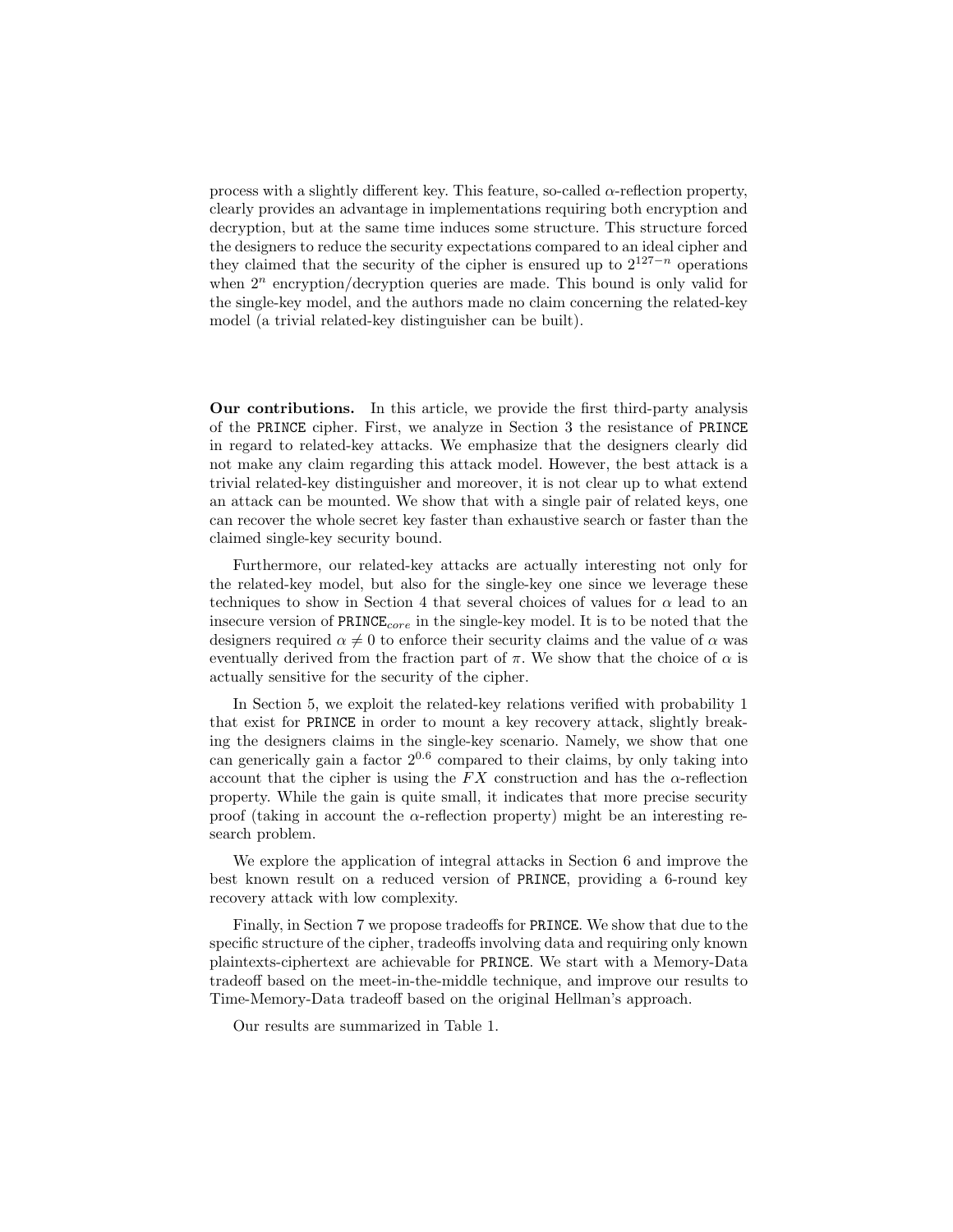process with a slightly different key. This feature, so-called $\alpha$-reflection property, clearly provides an advantage in implementations requiring both encryption and decryption, but at the same time induces some structure. This structure forced the designers to reduce the security expectations compared to an ideal cipher and they claimed that the security of the cipher is ensured up to $2^{127-n}$ operations when $2^n$ encryption/decryption queries are made. This bound is only valid for the single-key model, and the authors made no claim concerning the related-key model (a trivial related-key distinguisher can be built).

**Our contributions.** In this article, we provide the first third-party analysis of the `PRINCE` cipher. First, we analyze in Section 3 the resistance of `PRINCE` in regard to related-key attacks. We emphasize that the designers clearly did not make any claim regarding this attack model. However, the best attack is a trivial related-key distinguisher and moreover, it is not clear up to what extend an attack can be mounted. We show that with a single pair of related keys, one can recover the whole secret key faster than exhaustive search or faster than the claimed single-key security bound.

Furthermore, our related-key attacks are actually interesting not only for the related-key model, but also for the single-key one since we leverage these techniques to show in Section 4 that several choices of values for $\alpha$ lead to an insecure version of $\texttt{PRINCE}_{core}$ in the single-key model. It is to be noted that the designers required $\alpha \neq 0$ to enforce their security claims and the value of $\alpha$ was eventually derived from the fraction part of $\pi$. We show that the choice of $\alpha$ is actually sensitive for the security of the cipher.

In Section 5, we exploit the related-key relations verified with probability 1 that exist for `PRINCE` in order to mount a key recovery attack, slightly breaking the designers claims in the single-key scenario. Namely, we show that one can generically gain a factor $2^{0.6}$ compared to their claims, by only taking into account that the cipher is using the $FX$ construction and has the $\alpha$-reflection property. While the gain is quite small, it indicates that more precise security proof (taking in account the $\alpha$-reflection property) might be an interesting research problem.

We explore the application of integral attacks in Section 6 and improve the best known result on a reduced version of `PRINCE`, providing a 6-round key recovery attack with low complexity.

Finally, in Section 7 we propose tradeoffs for `PRINCE`. We show that due to the specific structure of the cipher, tradeoffs involving data and requiring only known plaintexts-ciphertext are achievable for `PRINCE`. We start with a Memory-Data tradeoff based on the meet-in-the-middle technique, and improve our results to Time-Memory-Data tradeoff based on the original Hellman's approach.

Our results are summarized in Table 1.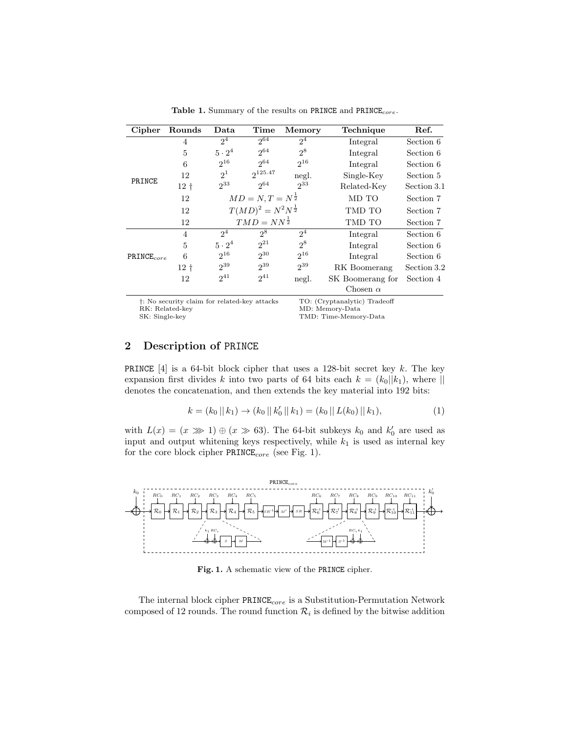**Table 1.** Summary of the results on PRINCE and PRINCE$_{core}$.

| Cipher | Rounds | Data | Time | Memory | Technique | Ref. |
|---|---|---|---|---|---|---|
| PRINCE | 4 | $2^4$ | $2^{64}$ | $2^4$ | Integral | Section 6 |
| | 5 | $5 \cdot 2^4$ | $2^{64}$ | $2^8$ | Integral | Section 6 |
| | 6 | $2^{16}$ | $2^{64}$ | $2^{16}$ | Integral | Section 6 |
| | 12 | $2^1$ | $2^{125.47}$ | negl. | Single-Key | Section 5 |
| | 12 † | $2^{33}$ | $2^{64}$ | $2^{33}$ | Related-Key | Section 3.1 |
| | 12 | $MD = N, T = N^{\frac{1}{2}}$ | | | MD TO | Section 7 |
| | 12 | $T(MD)^2 = N^2 N^{\frac{1}{2}}$ | | | TMD TO | Section 7 |
| | 12 | $TMD = NN^{\frac{1}{2}}$ | | | TMD TO | Section 7 |
| PRINCE$_{core}$ | 4 | $2^4$ | $2^8$ | $2^4$ | Integral | Section 6 |
| | 5 | $5 \cdot 2^4$ | $2^{21}$ | $2^8$ | Integral | Section 6 |
| | 6 | $2^{16}$ | $2^{30}$ | $2^{16}$ | Integral | Section 6 |
| | 12 † | $2^{39}$ | $2^{39}$ | $2^{39}$ | RK Boomerang | Section 3.2 |
| | 12 | $2^{41}$ | $2^{41}$ | negl. | SK Boomerang for Chosen $\alpha$ | Section 4 |

†: No security claim for related-key attacks
RK: Related-key
SK: Single-key
TO: (Cryptanalytic) Tradeoff
MD: Memory-Data
TMD: Time-Memory-Data

## 2 Description of PRINCE

PRINCE [4] is a 64-bit block cipher that uses a 128-bit secret key $k$. The key expansion first divides $k$ into two parts of 64 bits each $k = (k_0||k_1)$, where $||$ denotes the concatenation, and then extends the key material into 192 bits:

$$k = (k_0 \,||\, k_1) \rightarrow (k_0 \,||\, k_0' \,||\, k_1) = (k_0 \,||\, L(k_0) \,||\, k_1), \tag{1}$$

with $L(x) = (x \ggg 1) \oplus (x \gg 63)$. The 64-bit subkeys $k_0$ and $k_0'$ are used as input and output whitening keys respectively, while $k_1$ is used as internal key for the core block cipher PRINCE$_{core}$ (see Fig. 1).

**Fig. 1.** A schematic view of the PRINCE cipher.

The internal block cipher PRINCE$_{core}$ is a Substitution-Permutation Network composed of 12 rounds. The round function $\mathcal{R}_i$ is defined by the bitwise addition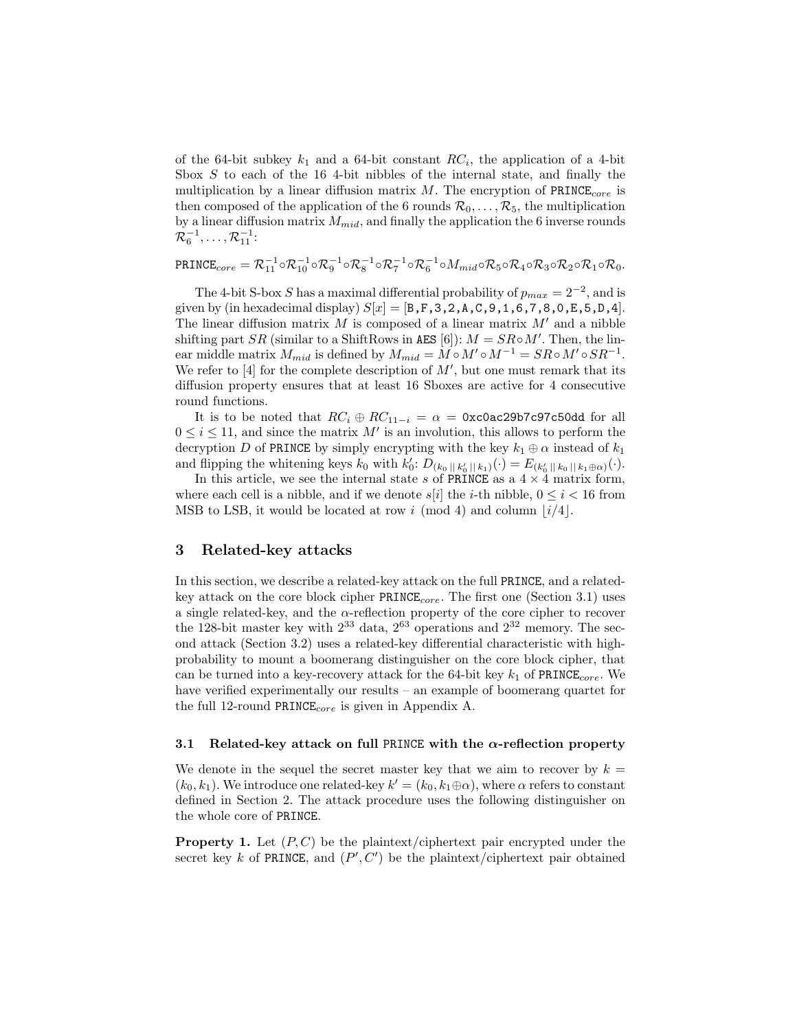of the 64-bit subkey $k_1$ and a 64-bit constant $RC_i$, the application of a 4-bit Sbox $S$ to each of the 16 4-bit nibbles of the internal state, and finally the multiplication by a linear diffusion matrix $M$. The encryption of $\texttt{PRINCE}_{core}$ is then composed of the application of the 6 rounds $\mathcal{R}_0, \ldots, \mathcal{R}_5$, the multiplication by a linear diffusion matrix $M_{mid}$, and finally the application the 6 inverse rounds $\mathcal{R}_6^{-1}, \ldots, \mathcal{R}_{11}^{-1}$:

$$\texttt{PRINCE}_{core} = \mathcal{R}_{11}^{-1} \circ \mathcal{R}_{10}^{-1} \circ \mathcal{R}_9^{-1} \circ \mathcal{R}_8^{-1} \circ \mathcal{R}_7^{-1} \circ \mathcal{R}_6^{-1} \circ M_{mid} \circ \mathcal{R}_5 \circ \mathcal{R}_4 \circ \mathcal{R}_3 \circ \mathcal{R}_2 \circ \mathcal{R}_1 \circ \mathcal{R}_0.$$

The 4-bit S-box $S$ has a maximal differential probability of $p_{max} = 2^{-2}$, and is given by (in hexadecimal display) $S[x] = [\texttt{B,F,3,2,A,C,9,1,6,7,8,0,E,5,D,4}]$. The linear diffusion matrix $M$ is composed of a linear matrix $M'$ and a nibble shifting part $SR$ (similar to a ShiftRows in AES [6]): $M = SR \circ M'$. Then, the linear middle matrix $M_{mid}$ is defined by $M_{mid} = M \circ M' \circ M^{-1} = SR \circ M' \circ SR^{-1}$. We refer to [4] for the complete description of $M'$, but one must remark that its diffusion property ensures that at least 16 Sboxes are active for 4 consecutive round functions.

It is to be noted that $RC_i \oplus RC_{11-i} = \alpha = \texttt{0xc0ac29b7c97c50dd}$ for all $0 \leq i \leq 11$, and since the matrix $M'$ is an involution, this allows to perform the decryption $D$ of PRINCE by simply encrypting with the key $k_1 \oplus \alpha$ instead of $k_1$ and flipping the whitening keys $k_0$ with $k_0'$: $D_{(k_0 \,||\, k_0' \,||\, k_1)}(\cdot) = E_{(k_0' \,||\, k_0 \,||\, k_1 \oplus \alpha)}(\cdot)$.

In this article, we see the internal state $s$ of PRINCE as a $4 \times 4$ matrix form, where each cell is a nibble, and if we denote $s[i]$ the $i$-th nibble, $0 \leq i < 16$ from MSB to LSB, it would be located at row $i \pmod 4$ and column $\lfloor i/4 \rfloor$.

## 3 Related-key attacks

In this section, we describe a related-key attack on the full PRINCE, and a related-key attack on the core block cipher $\texttt{PRINCE}_{core}$. The first one (Section 3.1) uses a single related-key, and the $\alpha$-reflection property of the core cipher to recover the 128-bit master key with $2^{33}$ data, $2^{63}$ operations and $2^{32}$ memory. The second attack (Section 3.2) uses a related-key differential characteristic with high-probability to mount a boomerang distinguisher on the core block cipher, that can be turned into a key-recovery attack for the 64-bit key $k_1$ of $\texttt{PRINCE}_{core}$. We have verified experimentally our results – an example of boomerang quartet for the full 12-round $\texttt{PRINCE}_{core}$ is given in Appendix A.

### 3.1 Related-key attack on full PRINCE with the $\alpha$-reflection property

We denote in the sequel the secret master key that we aim to recover by $k = (k_0, k_1)$. We introduce one related-key $k' = (k_0, k_1 \oplus \alpha)$, where $\alpha$ refers to constant defined in Section 2. The attack procedure uses the following distinguisher on the whole core of PRINCE.

**Property 1.** Let $(P, C)$ be the plaintext/ciphertext pair encrypted under the secret key $k$ of PRINCE, and $(P', C')$ be the plaintext/ciphertext pair obtained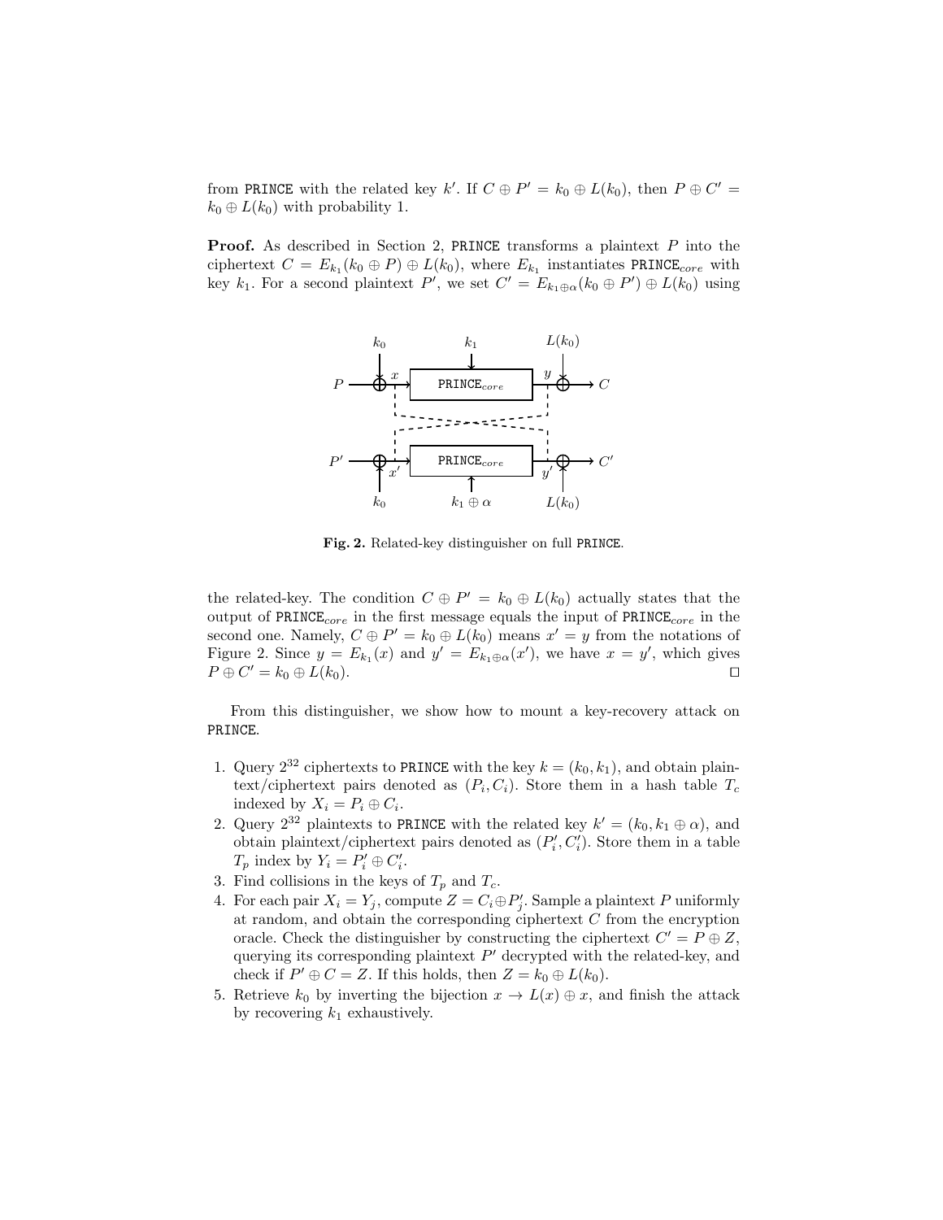from PRINCE with the related key $k'$. If $C \oplus P' = k_0 \oplus L(k_0)$, then $P \oplus C' = k_0 \oplus L(k_0)$ with probability 1.

**Proof.** As described in Section 2, PRINCE transforms a plaintext $P$ into the ciphertext $C = E_{k_1}(k_0 \oplus P) \oplus L(k_0)$, where $E_{k_1}$ instantiates PRINCE$_{core}$ with key $k_1$. For a second plaintext $P'$, we set $C' = E_{k_1 \oplus \alpha}(k_0 \oplus P') \oplus L(k_0)$ using

**Fig. 2.** Related-key distinguisher on full PRINCE.

the related-key. The condition $C \oplus P' = k_0 \oplus L(k_0)$ actually states that the output of PRINCE$_{core}$ in the first message equals the input of PRINCE$_{core}$ in the second one. Namely, $C \oplus P' = k_0 \oplus L(k_0)$ means $x' = y$ from the notations of Figure 2. Since $y = E_{k_1}(x)$ and $y' = E_{k_1 \oplus \alpha}(x')$, we have $x = y'$, which gives $P \oplus C' = k_0 \oplus L(k_0)$. ◻

From this distinguisher, we show how to mount a key-recovery attack on PRINCE.

1. Query $2^{32}$ ciphertexts to PRINCE with the key $k = (k_0, k_1)$, and obtain plaintext/ciphertext pairs denoted as $(P_i, C_i)$. Store them in a hash table $T_c$ indexed by $X_i = P_i \oplus C_i$.
2. Query $2^{32}$ plaintexts to PRINCE with the related key $k' = (k_0, k_1 \oplus \alpha)$, and obtain plaintext/ciphertext pairs denoted as $(P'_i, C'_i)$. Store them in a table $T_p$ index by $Y_i = P'_i \oplus C'_i$.
3. Find collisions in the keys of $T_p$ and $T_c$.
4. For each pair $X_i = Y_j$, compute $Z = C_i \oplus P'_j$. Sample a plaintext $P$ uniformly at random, and obtain the corresponding ciphertext $C$ from the encryption oracle. Check the distinguisher by constructing the ciphertext $C' = P \oplus Z$, querying its corresponding plaintext $P'$ decrypted with the related-key, and check if $P' \oplus C = Z$. If this holds, then $Z = k_0 \oplus L(k_0)$.
5. Retrieve $k_0$ by inverting the bijection $x \to L(x) \oplus x$, and finish the attack by recovering $k_1$ exhaustively.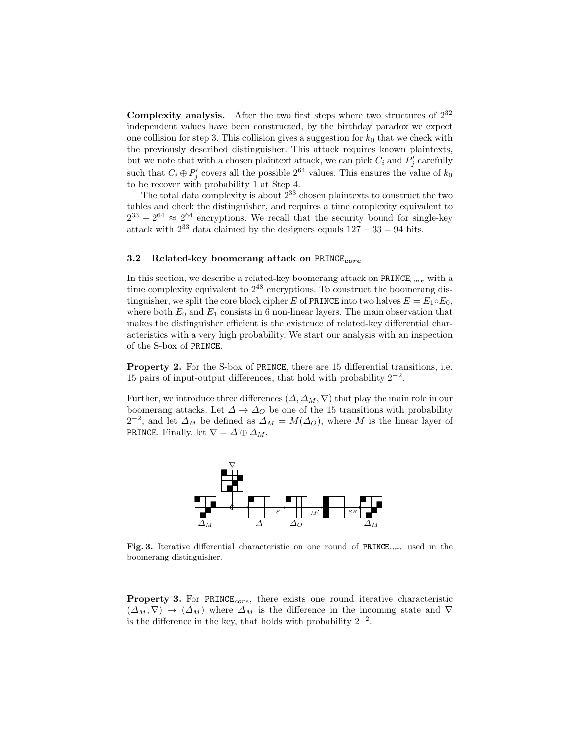**Complexity analysis.** After the two first steps where two structures of $2^{32}$ independent values have been constructed, by the birthday paradox we expect one collision for step 3. This collision gives a suggestion for $k_0$ that we check with the previously described distinguisher. This attack requires known plaintexts, but we note that with a chosen plaintext attack, we can pick $C_i$ and $P'_j$ carefully such that $C_i \oplus P'_j$ covers all the possible $2^{64}$ values. This ensures the value of $k_0$ to be recover with probability 1 at Step 4.

The total data complexity is about $2^{33}$ chosen plaintexts to construct the two tables and check the distinguisher, and requires a time complexity equivalent to $2^{33} + 2^{64} \approx 2^{64}$ encryptions. We recall that the security bound for single-key attack with $2^{33}$ data claimed by the designers equals $127 - 33 = 94$ bits.

### 3.2 Related-key boomerang attack on PRINCE$_{core}$

In this section, we describe a related-key boomerang attack on PRINCE$_{core}$ with a time complexity equivalent to $2^{48}$ encryptions. To construct the boomerang distinguisher, we split the core block cipher $E$ of PRINCE into two halves $E = E_1 \circ E_0$, where both $E_0$ and $E_1$ consists in 6 non-linear layers. The main observation that makes the distinguisher efficient is the existence of related-key differential characteristics with a very high probability. We start our analysis with an inspection of the S-box of PRINCE.

**Property 2.** For the S-box of PRINCE, there are 15 differential transitions, i.e. 15 pairs of input-output differences, that hold with probability $2^{-2}$.

Further, we introduce three differences $(\Delta, \Delta_M, \nabla)$ that play the main role in our boomerang attacks. Let $\Delta \to \Delta_O$ be one of the 15 transitions with probability $2^{-2}$, and let $\Delta_M$ be defined as $\Delta_M = M(\Delta_O)$, where $M$ is the linear layer of PRINCE. Finally, let $\nabla = \Delta \oplus \Delta_M$.

**Fig. 3.** Iterative differential characteristic on one round of PRINCE$_{core}$ used in the boomerang distinguisher.

**Property 3.** For PRINCE$_{core}$, there exists one round iterative characteristic $(\Delta_M, \nabla) \to (\Delta_M)$ where $\Delta_M$ is the difference in the incoming state and $\nabla$ is the difference in the key, that holds with probability $2^{-2}$.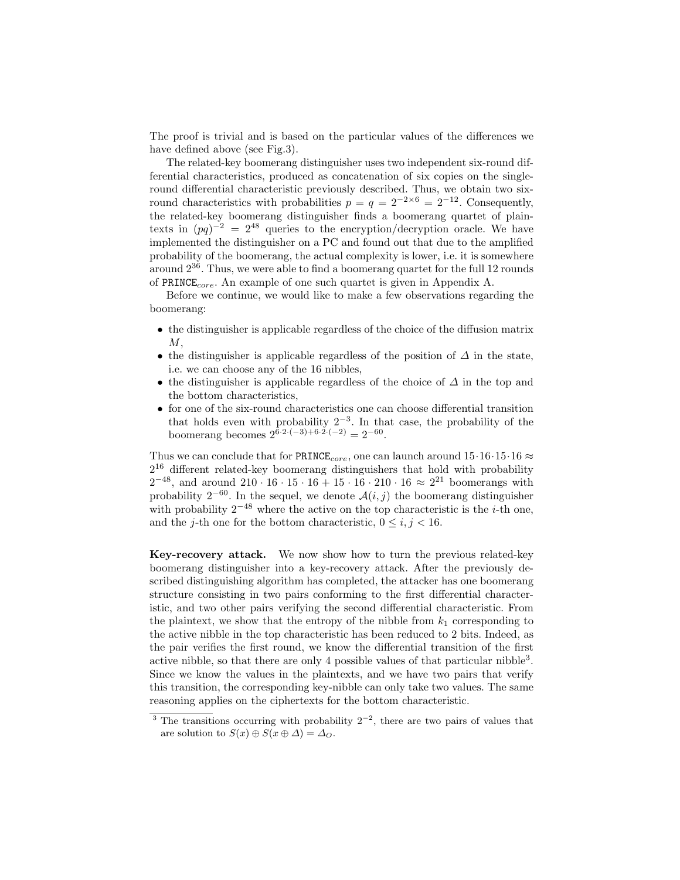The proof is trivial and is based on the particular values of the differences we have defined above (see Fig.3).

The related-key boomerang distinguisher uses two independent six-round differential characteristics, produced as concatenation of six copies on the single-round differential characteristic previously described. Thus, we obtain two six-round characteristics with probabilities $p = q = 2^{-2\times 6} = 2^{-12}$. Consequently, the related-key boomerang distinguisher finds a boomerang quartet of plaintexts in $(pq)^{-2} = 2^{48}$ queries to the encryption/decryption oracle. We have implemented the distinguisher on a PC and found out that due to the amplified probability of the boomerang, the actual complexity is lower, i.e. it is somewhere around $2^{36}$. Thus, we were able to find a boomerang quartet for the full 12 rounds of $\texttt{PRINCE}_{core}$. An example of one such quartet is given in Appendix A.

Before we continue, we would like to make a few observations regarding the boomerang:

- the distinguisher is applicable regardless of the choice of the diffusion matrix $M$,
- the distinguisher is applicable regardless of the position of $\Delta$ in the state, i.e. we can choose any of the 16 nibbles,
- the distinguisher is applicable regardless of the choice of $\Delta$ in the top and the bottom characteristics,
- for one of the six-round characteristics one can choose differential transition that holds even with probability $2^{-3}$. In that case, the probability of the boomerang becomes $2^{6\cdot 2\cdot(-3)+6\cdot 2\cdot(-2)} = 2^{-60}$.

Thus we can conclude that for $\texttt{PRINCE}_{core}$, one can launch around $15\cdot 16\cdot 15\cdot 16 \approx 2^{16}$ different related-key boomerang distinguishers that hold with probability $2^{-48}$, and around $210\cdot 16\cdot 15\cdot 16 + 15\cdot 16\cdot 210\cdot 16 \approx 2^{21}$ boomerangs with probability $2^{-60}$. In the sequel, we denote $\mathcal{A}(i,j)$ the boomerang distinguisher with probability $2^{-48}$ where the active on the top characteristic is the $i$-th one, and the $j$-th one for the bottom characteristic, $0 \le i, j < 16$.

**Key-recovery attack.** We now show how to turn the previous related-key boomerang distinguisher into a key-recovery attack. After the previously described distinguishing algorithm has completed, the attacker has one boomerang structure consisting in two pairs conforming to the first differential characteristic, and two other pairs verifying the second differential characteristic. From the plaintext, we show that the entropy of the nibble from $k_1$ corresponding to the active nibble in the top characteristic has been reduced to 2 bits. Indeed, as the pair verifies the first round, we know the differential transition of the first active nibble, so that there are only 4 possible values of that particular nibble[3]. Since we know the values in the plaintexts, and we have two pairs that verify this transition, the corresponding key-nibble can only take two values. The same reasoning applies on the ciphertexts for the bottom characteristic.

[3] The transitions occurring with probability $2^{-2}$, there are two pairs of values that are solution to $S(x) \oplus S(x \oplus \Delta) = \Delta_O$.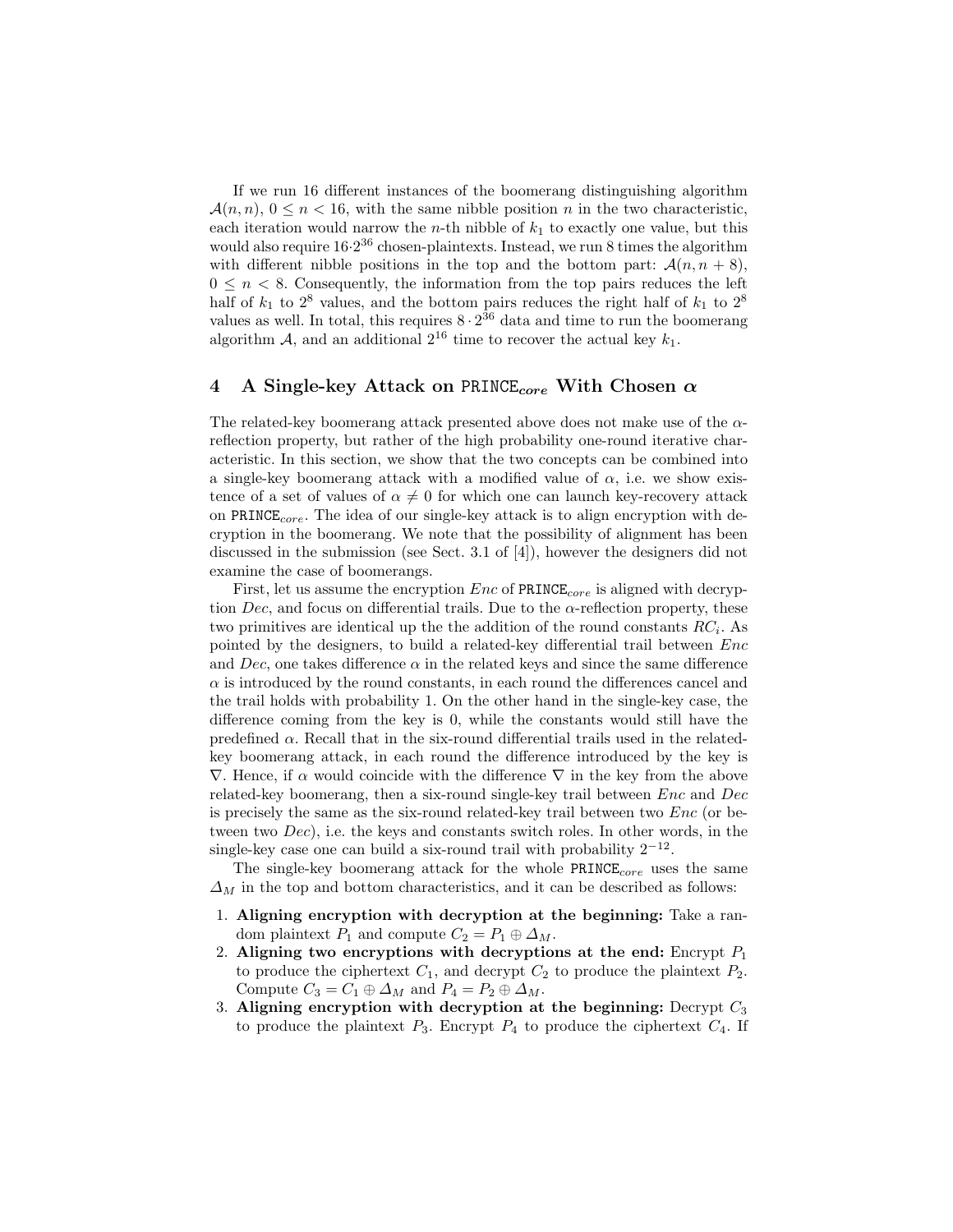If we run 16 different instances of the boomerang distinguishing algorithm $\mathcal{A}(n, n)$, $0 \leq n < 16$, with the same nibble position $n$ in the two characteristic, each iteration would narrow the $n$-th nibble of $k_1$ to exactly one value, but this would also require $16 \cdot 2^{36}$ chosen-plaintexts. Instead, we run 8 times the algorithm with different nibble positions in the top and the bottom part: $\mathcal{A}(n, n+8)$, $0 \leq n < 8$. Consequently, the information from the top pairs reduces the left half of $k_1$ to $2^8$ values, and the bottom pairs reduces the right half of $k_1$ to $2^8$ values as well. In total, this requires $8 \cdot 2^{36}$ data and time to run the boomerang algorithm $\mathcal{A}$, and an additional $2^{16}$ time to recover the actual key $k_1$.

## 4 A Single-key Attack on PRINCE$_{core}$ With Chosen $\alpha$

The related-key boomerang attack presented above does not make use of the $\alpha$-reflection property, but rather of the high probability one-round iterative characteristic. In this section, we show that the two concepts can be combined into a single-key boomerang attack with a modified value of $\alpha$, i.e. we show existence of a set of values of $\alpha \neq 0$ for which one can launch key-recovery attack on PRINCE$_{core}$. The idea of our single-key attack is to align encryption with decryption in the boomerang. We note that the possibility of alignment has been discussed in the submission (see Sect. 3.1 of [4]), however the designers did not examine the case of boomerangs.

First, let us assume the encryption $Enc$ of PRINCE$_{core}$ is aligned with decryption $Dec$, and focus on differential trails. Due to the $\alpha$-reflection property, these two primitives are identical up the the addition of the round constants $RC_i$. As pointed by the designers, to build a related-key differential trail between $Enc$ and $Dec$, one takes difference $\alpha$ in the related keys and since the same difference $\alpha$ is introduced by the round constants, in each round the differences cancel and the trail holds with probability 1. On the other hand in the single-key case, the difference coming from the key is 0, while the constants would still have the predefined $\alpha$. Recall that in the six-round differential trails used in the related-key boomerang attack, in each round the difference introduced by the key is $\nabla$. Hence, if $\alpha$ would coincide with the difference $\nabla$ in the key from the above related-key boomerang, then a six-round single-key trail between $Enc$ and $Dec$ is precisely the same as the six-round related-key trail between two $Enc$ (or between two $Dec$), i.e. the keys and constants switch roles. In other words, in the single-key case one can build a six-round trail with probability $2^{-12}$.

The single-key boomerang attack for the whole PRINCE$_{core}$ uses the same $\Delta_M$ in the top and bottom characteristics, and it can be described as follows:

1. **Aligning encryption with decryption at the beginning:** Take a random plaintext $P_1$ and compute $C_2 = P_1 \oplus \Delta_M$.
2. **Aligning two encryptions with decryptions at the end:** Encrypt $P_1$ to produce the ciphertext $C_1$, and decrypt $C_2$ to produce the plaintext $P_2$. Compute $C_3 = C_1 \oplus \Delta_M$ and $P_4 = P_2 \oplus \Delta_M$.
3. **Aligning encryption with decryption at the beginning:** Decrypt $C_3$ to produce the plaintext $P_3$. Encrypt $P_4$ to produce the ciphertext $C_4$. If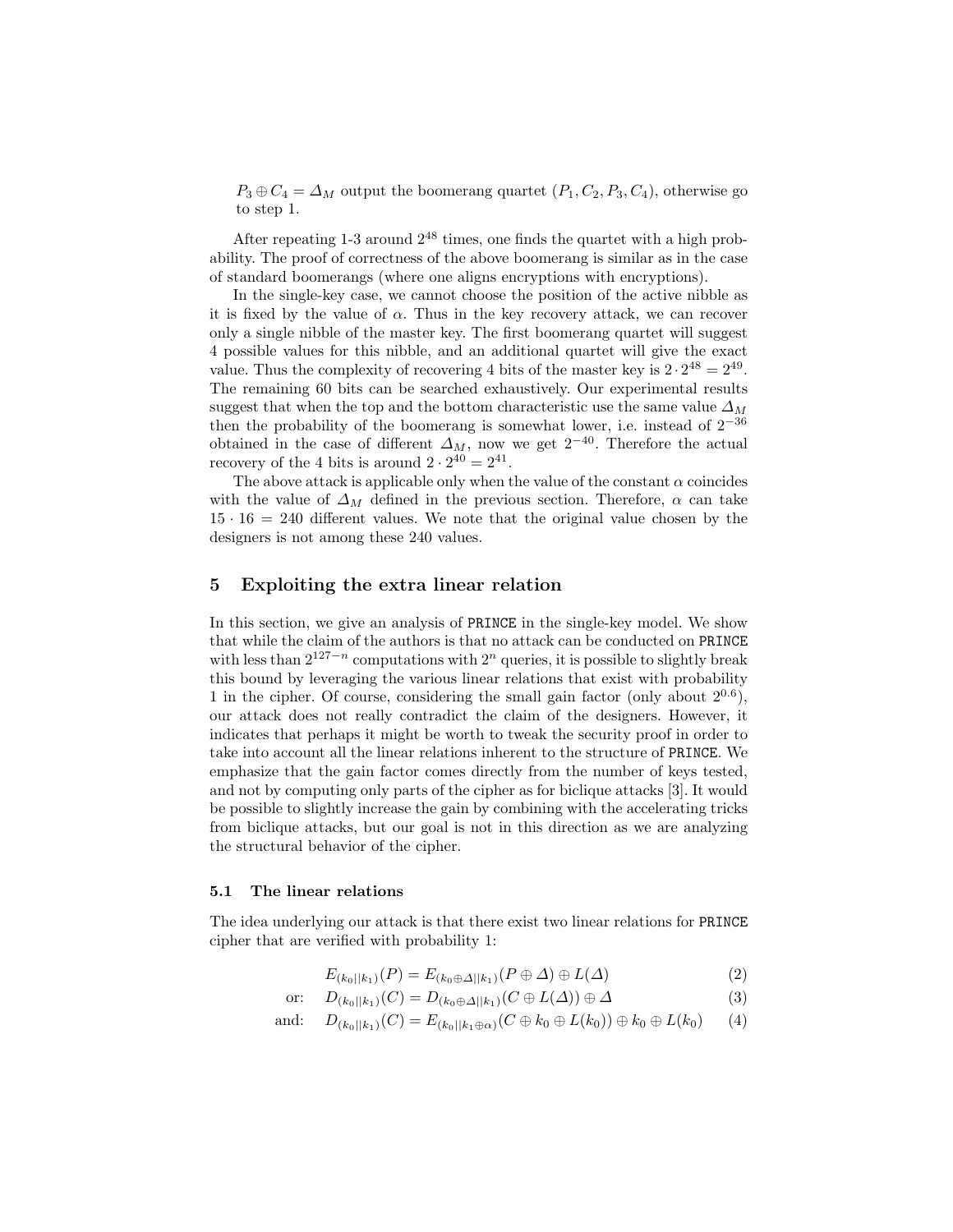$P_3 \oplus C_4 = \Delta_M$ output the boomerang quartet $(P_1, C_2, P_3, C_4)$, otherwise go to step 1.

After repeating 1-3 around $2^{48}$ times, one finds the quartet with a high probability. The proof of correctness of the above boomerang is similar as in the case of standard boomerangs (where one aligns encryptions with encryptions).

In the single-key case, we cannot choose the position of the active nibble as it is fixed by the value of $\alpha$. Thus in the key recovery attack, we can recover only a single nibble of the master key. The first boomerang quartet will suggest 4 possible values for this nibble, and an additional quartet will give the exact value. Thus the complexity of recovering 4 bits of the master key is $2 \cdot 2^{48} = 2^{49}$. The remaining 60 bits can be searched exhaustively. Our experimental results suggest that when the top and the bottom characteristic use the same value $\Delta_M$ then the probability of the boomerang is somewhat lower, i.e. instead of $2^{-36}$ obtained in the case of different $\Delta_M$, now we get $2^{-40}$. Therefore the actual recovery of the 4 bits is around $2 \cdot 2^{40} = 2^{41}$.

The above attack is applicable only when the value of the constant $\alpha$ coincides with the value of $\Delta_M$ defined in the previous section. Therefore, $\alpha$ can take $15 \cdot 16 = 240$ different values. We note that the original value chosen by the designers is not among these 240 values.

## 5 Exploiting the extra linear relation

In this section, we give an analysis of PRINCE in the single-key model. We show that while the claim of the authors is that no attack can be conducted on PRINCE with less than $2^{127-n}$ computations with $2^n$ queries, it is possible to slightly break this bound by leveraging the various linear relations that exist with probability 1 in the cipher. Of course, considering the small gain factor (only about $2^{0.6}$), our attack does not really contradict the claim of the designers. However, it indicates that perhaps it might be worth to tweak the security proof in order to take into account all the linear relations inherent to the structure of PRINCE. We emphasize that the gain factor comes directly from the number of keys tested, and not by computing only parts of the cipher as for biclique attacks [3]. It would be possible to slightly increase the gain by combining with the accelerating tricks from biclique attacks, but our goal is not in this direction as we are analyzing the structural behavior of the cipher.

### 5.1 The linear relations

The idea underlying our attack is that there exist two linear relations for PRINCE cipher that are verified with probability 1:

$$E_{(k_0||k_1)}(P) = E_{(k_0 \oplus \Delta||k_1)}(P \oplus \Delta) \oplus L(\Delta) \tag{2}$$

$$\text{or:} \quad D_{(k_0||k_1)}(C) = D_{(k_0 \oplus \Delta||k_1)}(C \oplus L(\Delta)) \oplus \Delta \tag{3}$$

$$\text{and:} \quad D_{(k_0||k_1)}(C) = E_{(k_0||k_1 \oplus \alpha)}(C \oplus k_0 \oplus L(k_0)) \oplus k_0 \oplus L(k_0) \tag{4}$$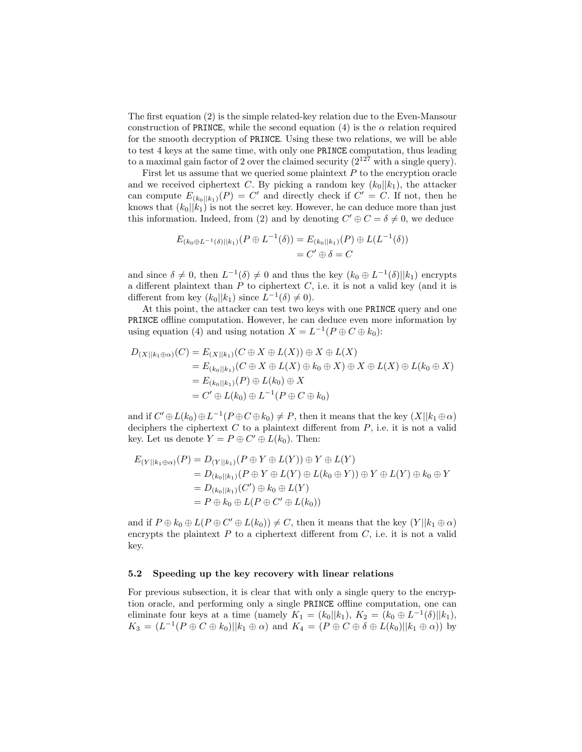The first equation (2) is the simple related-key relation due to the Even-Mansour construction of PRINCE, while the second equation (4) is the $\alpha$ relation required for the smooth decryption of PRINCE. Using these two relations, we will be able to test 4 keys at the same time, with only one PRINCE computation, thus leading to a maximal gain factor of 2 over the claimed security ($2^{127}$ with a single query).

First let us assume that we queried some plaintext $P$ to the encryption oracle and we received ciphertext $C$. By picking a random key $(k_0||k_1)$, the attacker can compute $E_{(k_0||k_1)}(P) = C'$ and directly check if $C' = C$. If not, then he knows that $(k_0||k_1)$ is not the secret key. However, he can deduce more than just this information. Indeed, from (2) and by denoting $C' \oplus C = \delta \neq 0$, we deduce

$$
\begin{aligned}
E_{(k_0 \oplus L^{-1}(\delta)||k_1)}(P \oplus L^{-1}(\delta)) &= E_{(k_0||k_1)}(P) \oplus L(L^{-1}(\delta)) \\
&= C' \oplus \delta = C
\end{aligned}
$$

and since $\delta \neq 0$, then $L^{-1}(\delta) \neq 0$ and thus the key $(k_0 \oplus L^{-1}(\delta)||k_1)$ encrypts a different plaintext than $P$ to ciphertext $C$, i.e. it is not a valid key (and it is different from key $(k_0||k_1)$ since $L^{-1}(\delta) \neq 0$).

At this point, the attacker can test two keys with one PRINCE query and one PRINCE offline computation. However, he can deduce even more information by using equation (4) and using notation $X = L^{-1}(P \oplus C \oplus k_0)$:

$$
\begin{aligned}
D_{(X||k_1 \oplus \alpha)}(C) &= E_{(X||k_1)}(C \oplus X \oplus L(X)) \oplus X \oplus L(X) \\
&= E_{(k_0||k_1)}(C \oplus X \oplus L(X) \oplus k_0 \oplus X) \oplus X \oplus L(X) \oplus L(k_0 \oplus X) \\
&= E_{(k_0||k_1)}(P) \oplus L(k_0) \oplus X \\
&= C' \oplus L(k_0) \oplus L^{-1}(P \oplus C \oplus k_0)
\end{aligned}
$$

and if $C' \oplus L(k_0) \oplus L^{-1}(P \oplus C \oplus k_0) \neq P$, then it means that the key $(X||k_1 \oplus \alpha)$ deciphers the ciphertext $C$ to a plaintext different from $P$, i.e. it is not a valid key. Let us denote $Y = P \oplus C' \oplus L(k_0)$. Then:

$$
\begin{aligned}
E_{(Y||k_1 \oplus \alpha)}(P) &= D_{(Y||k_1)}(P \oplus Y \oplus L(Y)) \oplus Y \oplus L(Y) \\
&= D_{(k_0||k_1)}(P \oplus Y \oplus L(Y) \oplus L(k_0 \oplus Y)) \oplus Y \oplus L(Y) \oplus k_0 \oplus Y \\
&= D_{(k_0||k_1)}(C') \oplus k_0 \oplus L(Y) \\
&= P \oplus k_0 \oplus L(P \oplus C' \oplus L(k_0))
\end{aligned}
$$

and if $P \oplus k_0 \oplus L(P \oplus C' \oplus L(k_0)) \neq C$, then it means that the key $(Y||k_1 \oplus \alpha)$ encrypts the plaintext $P$ to a ciphertext different from $C$, i.e. it is not a valid key.

### 5.2 Speeding up the key recovery with linear relations

For previous subsection, it is clear that with only a single query to the encryption oracle, and performing only a single PRINCE offline computation, one can eliminate four keys at a time (namely $K_1 = (k_0||k_1)$, $K_2 = (k_0 \oplus L^{-1}(\delta)||k_1)$, $K_3 = (L^{-1}(P \oplus C \oplus k_0)||k_1 \oplus \alpha)$ and $K_4 = (P \oplus C \oplus \delta \oplus L(k_0)||k_1 \oplus \alpha)$) by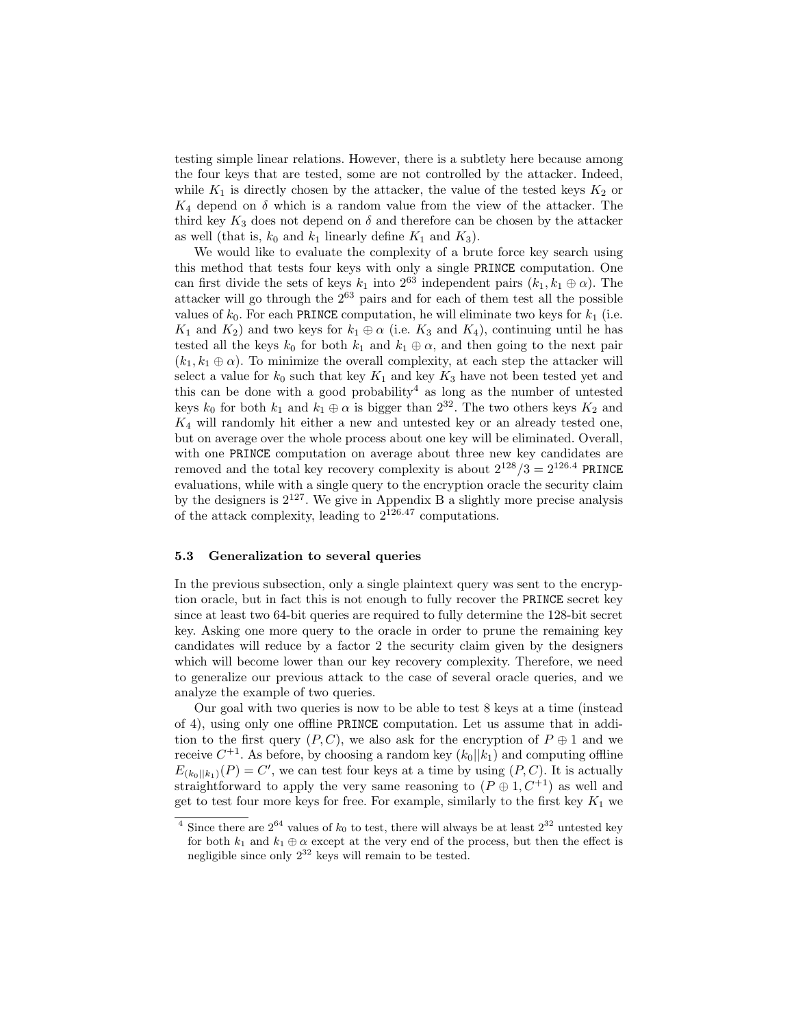testing simple linear relations. However, there is a subtlety here because among the four keys that are tested, some are not controlled by the attacker. Indeed, while $K_1$ is directly chosen by the attacker, the value of the tested keys $K_2$ or $K_4$ depend on $\delta$ which is a random value from the view of the attacker. The third key $K_3$ does not depend on $\delta$ and therefore can be chosen by the attacker as well (that is, $k_0$ and $k_1$ linearly define $K_1$ and $K_3$).

We would like to evaluate the complexity of a brute force key search using this method that tests four keys with only a single PRINCE computation. One can first divide the sets of keys $k_1$ into $2^{63}$ independent pairs $(k_1, k_1 \oplus \alpha)$. The attacker will go through the $2^{63}$ pairs and for each of them test all the possible values of $k_0$. For each PRINCE computation, he will eliminate two keys for $k_1$ (i.e. $K_1$ and $K_2$) and two keys for $k_1 \oplus \alpha$ (i.e. $K_3$ and $K_4$), continuing until he has tested all the keys $k_0$ for both $k_1$ and $k_1 \oplus \alpha$, and then going to the next pair $(k_1, k_1 \oplus \alpha)$. To minimize the overall complexity, at each step the attacker will select a value for $k_0$ such that key $K_1$ and key $K_3$ have not been tested yet and this can be done with a good probability[4] as long as the number of untested keys $k_0$ for both $k_1$ and $k_1 \oplus \alpha$ is bigger than $2^{32}$. The two others keys $K_2$ and $K_4$ will randomly hit either a new and untested key or an already tested one, but on average over the whole process about one key will be eliminated. Overall, with one PRINCE computation on average about three new key candidates are removed and the total key recovery complexity is about $2^{128}/3 = 2^{126.4}$ PRINCE evaluations, while with a single query to the encryption oracle the security claim by the designers is $2^{127}$. We give in Appendix B a slightly more precise analysis of the attack complexity, leading to $2^{126.47}$ computations.

### 5.3 Generalization to several queries

In the previous subsection, only a single plaintext query was sent to the encryption oracle, but in fact this is not enough to fully recover the PRINCE secret key since at least two 64-bit queries are required to fully determine the 128-bit secret key. Asking one more query to the oracle in order to prune the remaining key candidates will reduce by a factor 2 the security claim given by the designers which will become lower than our key recovery complexity. Therefore, we need to generalize our previous attack to the case of several oracle queries, and we analyze the example of two queries.

Our goal with two queries is now to be able to test 8 keys at a time (instead of 4), using only one offline PRINCE computation. Let us assume that in addition to the first query $(P, C)$, we also ask for the encryption of $P \oplus 1$ and we receive $C^{+1}$. As before, by choosing a random key $(k_0||k_1)$ and computing offline $E_{(k_0||k_1)}(P) = C'$, we can test four keys at a time by using $(P, C)$. It is actually straightforward to apply the very same reasoning to $(P \oplus 1, C^{+1})$ as well and get to test four more keys for free. For example, similarly to the first key $K_1$ we

[4] Since there are $2^{64}$ values of $k_0$ to test, there will always be at least $2^{32}$ untested key for both $k_1$ and $k_1 \oplus \alpha$ except at the very end of the process, but then the effect is negligible since only $2^{32}$ keys will remain to be tested.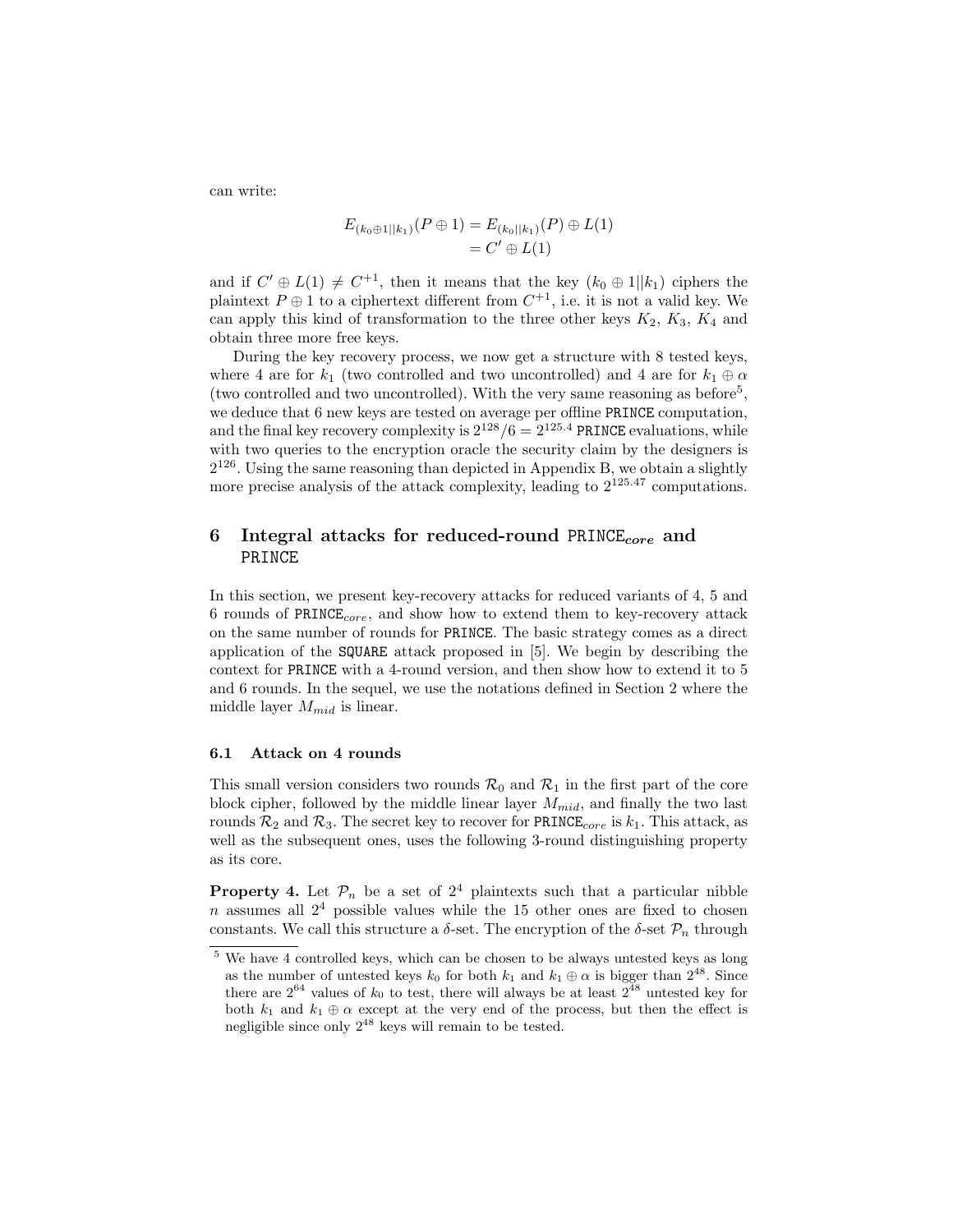can write:

$$
\begin{aligned}
E_{(k_0 \oplus 1||k_1)}(P \oplus 1) &= E_{(k_0||k_1)}(P) \oplus L(1) \\
&= C' \oplus L(1)
\end{aligned}
$$

and if $C' \oplus L(1) \neq C^{+1}$, then it means that the key $(k_0 \oplus 1||k_1)$ ciphers the plaintext $P \oplus 1$ to a ciphertext different from $C^{+1}$, i.e. it is not a valid key. We can apply this kind of transformation to the three other keys $K_2$, $K_3$, $K_4$ and obtain three more free keys.

During the key recovery process, we now get a structure with 8 tested keys, where 4 are for $k_1$ (two controlled and two uncontrolled) and 4 are for $k_1 \oplus \alpha$ (two controlled and two uncontrolled). With the very same reasoning as before[5], we deduce that 6 new keys are tested on average per offline PRINCE computation, and the final key recovery complexity is $2^{128}/6 = 2^{125.4}$ PRINCE evaluations, while with two queries to the encryption oracle the security claim by the designers is $2^{126}$. Using the same reasoning than depicted in Appendix B, we obtain a slightly more precise analysis of the attack complexity, leading to $2^{125.47}$ computations.

## 6 Integral attacks for reduced-round PRINCE$_{core}$ and PRINCE

In this section, we present key-recovery attacks for reduced variants of 4, 5 and 6 rounds of PRINCE$_{core}$, and show how to extend them to key-recovery attack on the same number of rounds for PRINCE. The basic strategy comes as a direct application of the SQUARE attack proposed in [5]. We begin by describing the context for PRINCE with a 4-round version, and then show how to extend it to 5 and 6 rounds. In the sequel, we use the notations defined in Section 2 where the middle layer $M_{mid}$ is linear.

### 6.1 Attack on 4 rounds

This small version considers two rounds $\mathcal{R}_0$ and $\mathcal{R}_1$ in the first part of the core block cipher, followed by the middle linear layer $M_{mid}$, and finally the two last rounds $\mathcal{R}_2$ and $\mathcal{R}_3$. The secret key to recover for PRINCE$_{core}$ is $k_1$. This attack, as well as the subsequent ones, uses the following 3-round distinguishing property as its core.

**Property 4.** Let $\mathcal{P}_n$ be a set of $2^4$ plaintexts such that a particular nibble $n$ assumes all $2^4$ possible values while the 15 other ones are fixed to chosen constants. We call this structure a $\delta$-set. The encryption of the $\delta$-set $\mathcal{P}_n$ through

---

[5] We have 4 controlled keys, which can be chosen to be always untested keys as long as the number of untested keys $k_0$ for both $k_1$ and $k_1 \oplus \alpha$ is bigger than $2^{48}$. Since there are $2^{64}$ values of $k_0$ to test, there will always be at least $2^{48}$ untested key for both $k_1$ and $k_1 \oplus \alpha$ except at the very end of the process, but then the effect is negligible since only $2^{48}$ keys will remain to be tested.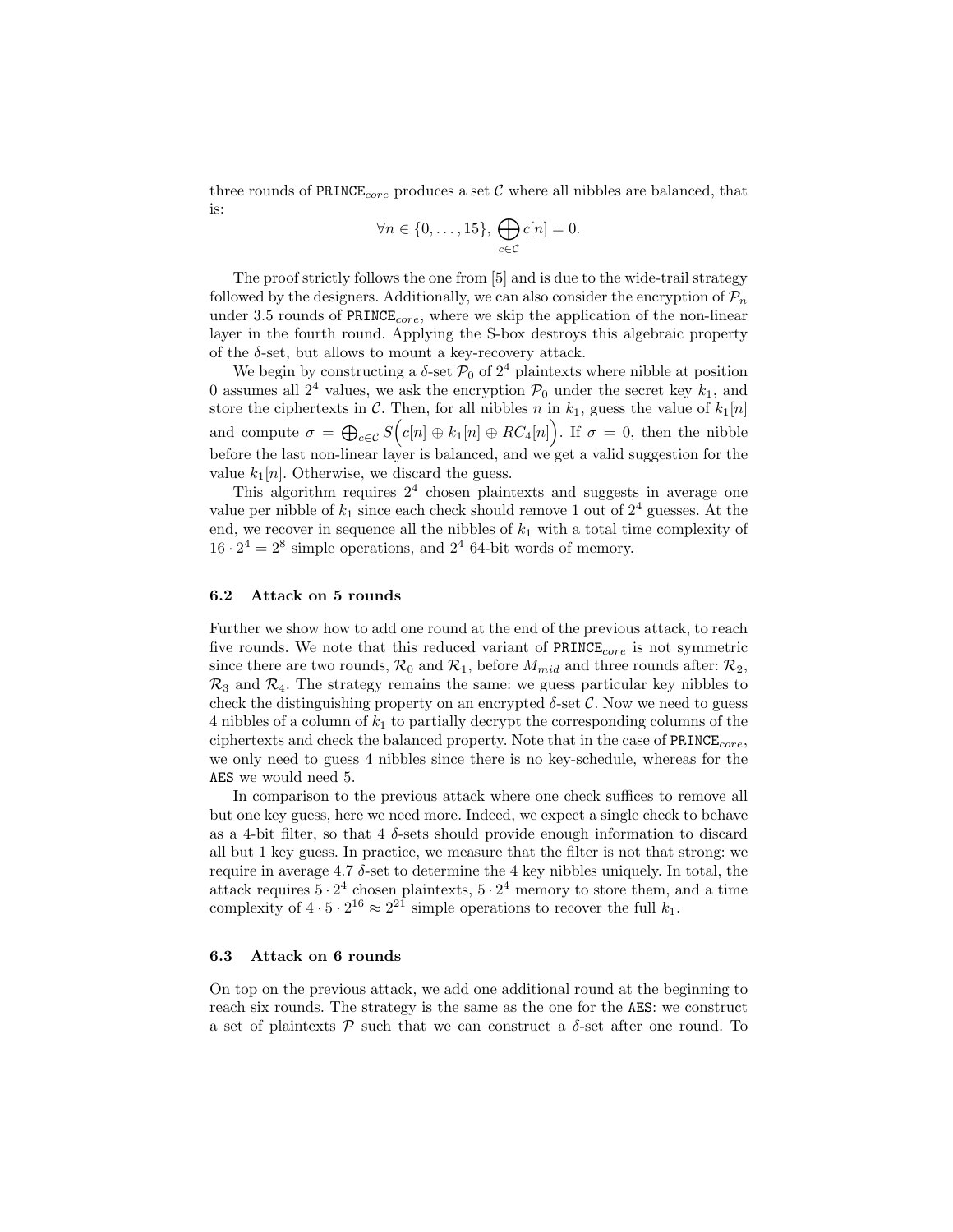three rounds of $\texttt{PRINCE}_{core}$ produces a set $\mathcal{C}$ where all nibbles are balanced, that is:

$$\forall n \in \{0, \dots, 15\}, \bigoplus_{c \in \mathcal{C}} c[n] = 0.$$

The proof strictly follows the one from [5] and is due to the wide-trail strategy followed by the designers. Additionally, we can also consider the encryption of $\mathcal{P}_n$ under 3.5 rounds of $\texttt{PRINCE}_{core}$, where we skip the application of the non-linear layer in the fourth round. Applying the S-box destroys this algebraic property of the $\delta$-set, but allows to mount a key-recovery attack.

We begin by constructing a $\delta$-set $\mathcal{P}_0$ of $2^4$ plaintexts where nibble at position 0 assumes all $2^4$ values, we ask the encryption $\mathcal{P}_0$ under the secret key $k_1$, and store the ciphertexts in $\mathcal{C}$. Then, for all nibbles $n$ in $k_1$, guess the value of $k_1[n]$ and compute $\sigma = \bigoplus_{c \in \mathcal{C}} S\Big(c[n] \oplus k_1[n] \oplus RC_4[n]\Big)$. If $\sigma = 0$, then the nibble before the last non-linear layer is balanced, and we get a valid suggestion for the value $k_1[n]$. Otherwise, we discard the guess.

This algorithm requires $2^4$ chosen plaintexts and suggests in average one value per nibble of $k_1$ since each check should remove 1 out of $2^4$ guesses. At the end, we recover in sequence all the nibbles of $k_1$ with a total time complexity of $16 \cdot 2^4 = 2^8$ simple operations, and $2^4$ 64-bit words of memory.

### 6.2 Attack on 5 rounds

Further we show how to add one round at the end of the previous attack, to reach five rounds. We note that this reduced variant of $\texttt{PRINCE}_{core}$ is not symmetric since there are two rounds, $\mathcal{R}_0$ and $\mathcal{R}_1$, before $M_{mid}$ and three rounds after: $\mathcal{R}_2$, $\mathcal{R}_3$ and $\mathcal{R}_4$. The strategy remains the same: we guess particular key nibbles to check the distinguishing property on an encrypted $\delta$-set $\mathcal{C}$. Now we need to guess 4 nibbles of a column of $k_1$ to partially decrypt the corresponding columns of the ciphertexts and check the balanced property. Note that in the case of $\texttt{PRINCE}_{core}$, we only need to guess 4 nibbles since there is no key-schedule, whereas for the AES we would need 5.

In comparison to the previous attack where one check suffices to remove all but one key guess, here we need more. Indeed, we expect a single check to behave as a 4-bit filter, so that 4 $\delta$-sets should provide enough information to discard all but 1 key guess. In practice, we measure that the filter is not that strong: we require in average 4.7 $\delta$-set to determine the 4 key nibbles uniquely. In total, the attack requires $5 \cdot 2^4$ chosen plaintexts, $5 \cdot 2^4$ memory to store them, and a time complexity of $4 \cdot 5 \cdot 2^{16} \approx 2^{21}$ simple operations to recover the full $k_1$.

### 6.3 Attack on 6 rounds

On top on the previous attack, we add one additional round at the beginning to reach six rounds. The strategy is the same as the one for the AES: we construct a set of plaintexts $\mathcal{P}$ such that we can construct a $\delta$-set after one round. To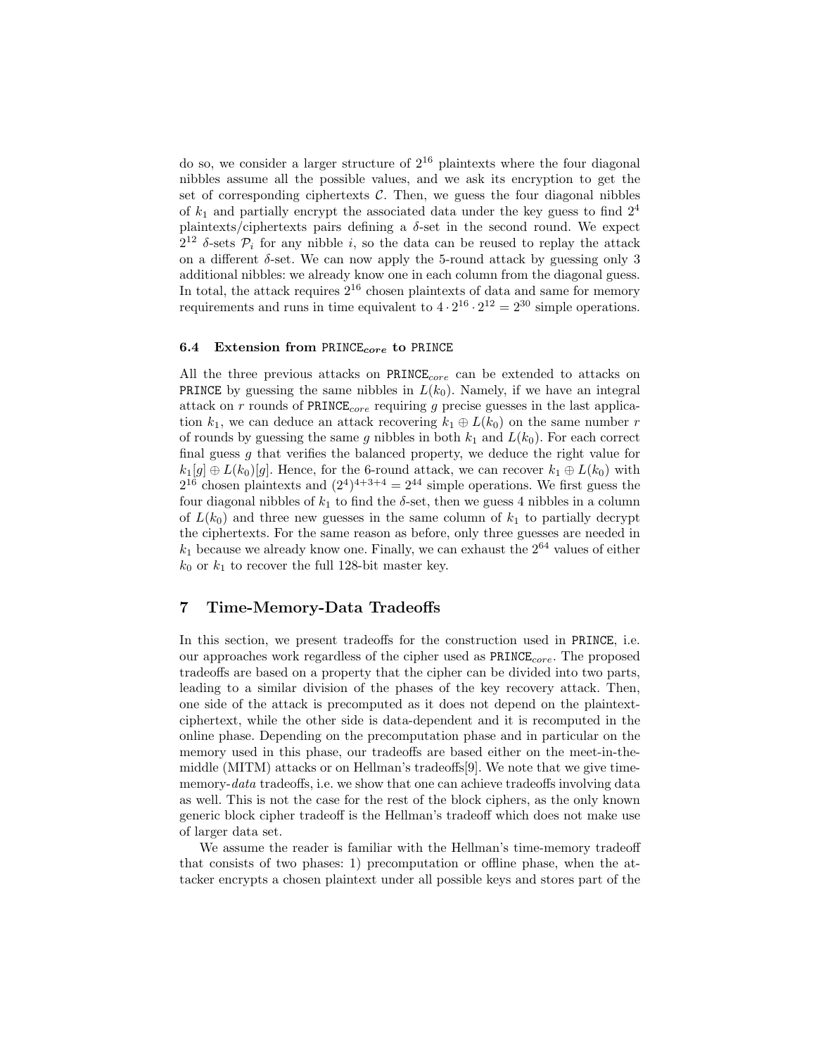do so, we consider a larger structure of $2^{16}$ plaintexts where the four diagonal nibbles assume all the possible values, and we ask its encryption to get the set of corresponding ciphertexts $\mathcal{C}$. Then, we guess the four diagonal nibbles of $k_1$ and partially encrypt the associated data under the key guess to find $2^4$ plaintexts/ciphertexts pairs defining a $\delta$-set in the second round. We expect $2^{12}$ $\delta$-sets $\mathcal{P}_i$ for any nibble $i$, so the data can be reused to replay the attack on a different $\delta$-set. We can now apply the 5-round attack by guessing only 3 additional nibbles: we already know one in each column from the diagonal guess. In total, the attack requires $2^{16}$ chosen plaintexts of data and same for memory requirements and runs in time equivalent to $4 \cdot 2^{16} \cdot 2^{12} = 2^{30}$ simple operations.

### 6.4 Extension from PRINCE$_{core}$ to PRINCE

All the three previous attacks on PRINCE$_{core}$ can be extended to attacks on PRINCE by guessing the same nibbles in $L(k_0)$. Namely, if we have an integral attack on $r$ rounds of PRINCE$_{core}$ requiring $g$ precise guesses in the last application $k_1$, we can deduce an attack recovering $k_1 \oplus L(k_0)$ on the same number $r$ of rounds by guessing the same $g$ nibbles in both $k_1$ and $L(k_0)$. For each correct final guess $g$ that verifies the balanced property, we deduce the right value for $k_1[g] \oplus L(k_0)[g]$. Hence, for the 6-round attack, we can recover $k_1 \oplus L(k_0)$ with $2^{16}$ chosen plaintexts and $(2^4)^{4+3+4} = 2^{44}$ simple operations. We first guess the four diagonal nibbles of $k_1$ to find the $\delta$-set, then we guess 4 nibbles in a column of $L(k_0)$ and three new guesses in the same column of $k_1$ to partially decrypt the ciphertexts. For the same reason as before, only three guesses are needed in $k_1$ because we already know one. Finally, we can exhaust the $2^{64}$ values of either $k_0$ or $k_1$ to recover the full 128-bit master key.

## 7 Time-Memory-Data Tradeoffs

In this section, we present tradeoffs for the construction used in PRINCE, i.e. our approaches work regardless of the cipher used as PRINCE$_{core}$. The proposed tradeoffs are based on a property that the cipher can be divided into two parts, leading to a similar division of the phases of the key recovery attack. Then, one side of the attack is precomputed as it does not depend on the plaintext-ciphertext, while the other side is data-dependent and it is recomputed in the online phase. Depending on the precomputation phase and in particular on the memory used in this phase, our tradeoffs are based either on the meet-in-the-middle (MITM) attacks or on Hellman's tradeoffs[9]. We note that we give time-memory-*data* tradeoffs, i.e. we show that one can achieve tradeoffs involving data as well. This is not the case for the rest of the block ciphers, as the only known generic block cipher tradeoff is the Hellman's tradeoff which does not make use of larger data set.

We assume the reader is familiar with the Hellman's time-memory tradeoff that consists of two phases: 1) precomputation or offline phase, when the attacker encrypts a chosen plaintext under all possible keys and stores part of the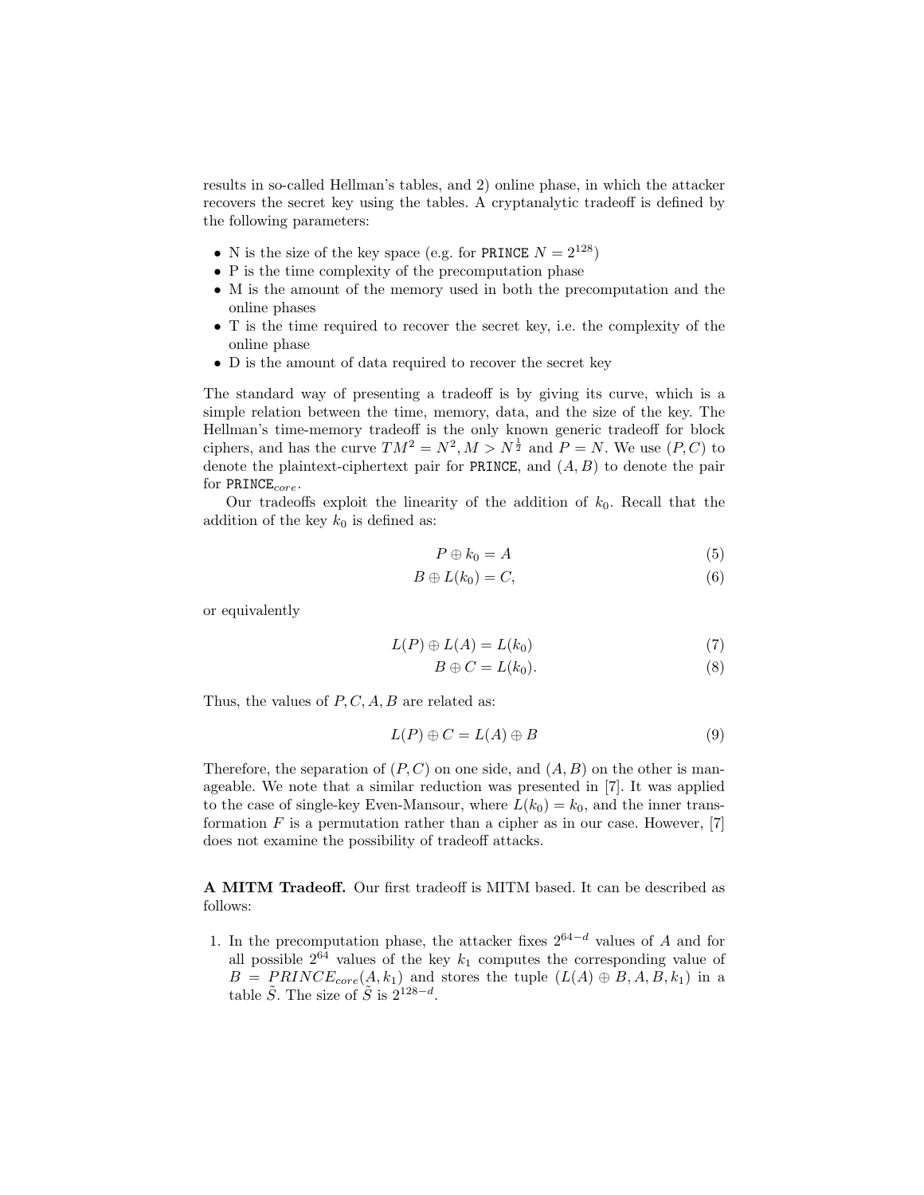results in so-called Hellman's tables, and 2) online phase, in which the attacker recovers the secret key using the tables. A cryptanalytic tradeoff is defined by the following parameters:

- N is the size of the key space (e.g. for PRINCE $N = 2^{128}$)
- P is the time complexity of the precomputation phase
- M is the amount of the memory used in both the precomputation and the online phases
- T is the time required to recover the secret key, i.e. the complexity of the online phase
- D is the amount of data required to recover the secret key

The standard way of presenting a tradeoff is by giving its curve, which is a simple relation between the time, memory, data, and the size of the key. The Hellman's time-memory tradeoff is the only known generic tradeoff for block ciphers, and has the curve $TM^2 = N^2, M > N^{\frac{1}{2}}$ and $P = N$. We use $(P, C)$ to denote the plaintext-ciphertext pair for PRINCE, and $(A, B)$ to denote the pair for PRINCE$_{core}$.

Our tradeoffs exploit the linearity of the addition of $k_0$. Recall that the addition of the key $k_0$ is defined as:

$$P \oplus k_0 = A \tag{5}$$

$$B \oplus L(k_0) = C, \tag{6}$$

or equivalently

$$L(P) \oplus L(A) = L(k_0) \tag{7}$$

$$B \oplus C = L(k_0). \tag{8}$$

Thus, the values of $P, C, A, B$ are related as:

$$L(P) \oplus C = L(A) \oplus B \tag{9}$$

Therefore, the separation of $(P, C)$ on one side, and $(A, B)$ on the other is manageable. We note that a similar reduction was presented in [7]. It was applied to the case of single-key Even-Mansour, where $L(k_0) = k_0$, and the inner transformation $F$ is a permutation rather than a cipher as in our case. However, [7] does not examine the possibility of tradeoff attacks.

**A MITM Tradeoff.** Our first tradeoff is MITM based. It can be described as follows:

1. In the precomputation phase, the attacker fixes $2^{64-d}$ values of $A$ and for all possible $2^{64}$ values of the key $k_1$ computes the corresponding value of $B = PRINCE_{core}(A, k_1)$ and stores the tuple $(L(A) \oplus B, A, B, k_1)$ in a table $\tilde{S}$. The size of $\tilde{S}$ is $2^{128-d}$.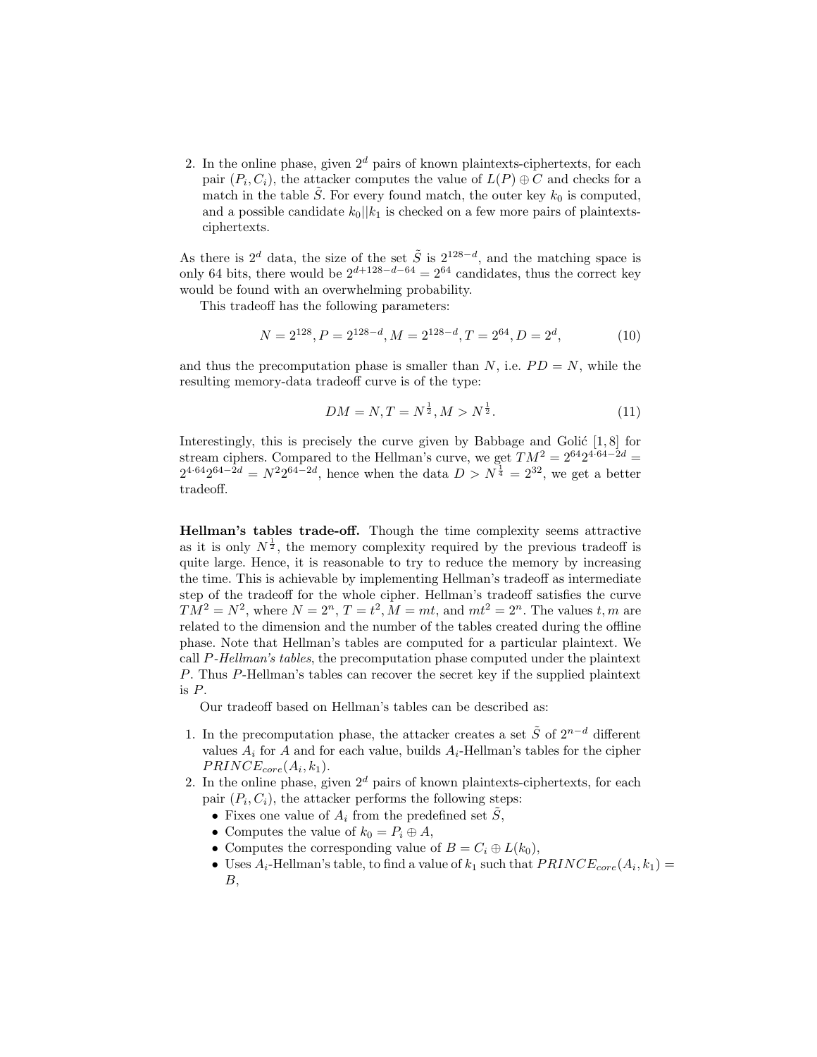2. In the online phase, given $2^d$ pairs of known plaintexts-ciphertexts, for each pair $(P_i, C_i)$, the attacker computes the value of $L(P) \oplus C$ and checks for a match in the table $\tilde{S}$. For every found match, the outer key $k_0$ is computed, and a possible candidate $k_0||k_1$ is checked on a few more pairs of plaintexts-ciphertexts.

As there is $2^d$ data, the size of the set $\tilde{S}$ is $2^{128-d}$, and the matching space is only 64 bits, there would be $2^{d+128-d-64} = 2^{64}$ candidates, thus the correct key would be found with an overwhelming probability.

This tradeoff has the following parameters:

$$N = 2^{128}, P = 2^{128-d}, M = 2^{128-d}, T = 2^{64}, D = 2^d, \tag{10}$$

and thus the precomputation phase is smaller than $N$, i.e. $PD = N$, while the resulting memory-data tradeoff curve is of the type:

$$DM = N, T = N^{\frac{1}{2}}, M > N^{\frac{1}{2}}. \tag{11}$$

Interestingly, this is precisely the curve given by Babbage and Golić [1, 8] for stream ciphers. Compared to the Hellman's curve, we get $TM^2 = 2^{64}2^{4\cdot 64-2d} = 2^{4\cdot 64}2^{64-2d} = N^2 2^{64-2d}$, hence when the data $D > N^{\frac{1}{4}} = 2^{32}$, we get a better tradeoff.

**Hellman's tables trade-off.** Though the time complexity seems attractive as it is only $N^{\frac{1}{2}}$, the memory complexity required by the previous tradeoff is quite large. Hence, it is reasonable to try to reduce the memory by increasing the time. This is achievable by implementing Hellman's tradeoff as intermediate step of the tradeoff for the whole cipher. Hellman's tradeoff satisfies the curve $TM^2 = N^2$, where $N = 2^n$, $T = t^2$, $M = mt$, and $mt^2 = 2^n$. The values $t, m$ are related to the dimension and the number of the tables created during the offline phase. Note that Hellman's tables are computed for a particular plaintext. We call *P-Hellman's tables*, the precomputation phase computed under the plaintext $P$. Thus $P$-Hellman's tables can recover the secret key if the supplied plaintext is $P$.

Our tradeoff based on Hellman's tables can be described as:

1. In the precomputation phase, the attacker creates a set $\tilde{S}$ of $2^{n-d}$ different values $A_i$ for $A$ and for each value, builds $A_i$-Hellman's tables for the cipher $PRINCE_{core}(A_i, k_1)$.
2. In the online phase, given $2^d$ pairs of known plaintexts-ciphertexts, for each pair $(P_i, C_i)$, the attacker performs the following steps:
   - Fixes one value of $A_i$ from the predefined set $\tilde{S}$,
   - Computes the value of $k_0 = P_i \oplus A$,
   - Computes the corresponding value of $B = C_i \oplus L(k_0)$,
   - Uses $A_i$-Hellman's table, to find a value of $k_1$ such that $PRINCE_{core}(A_i, k_1) = B$,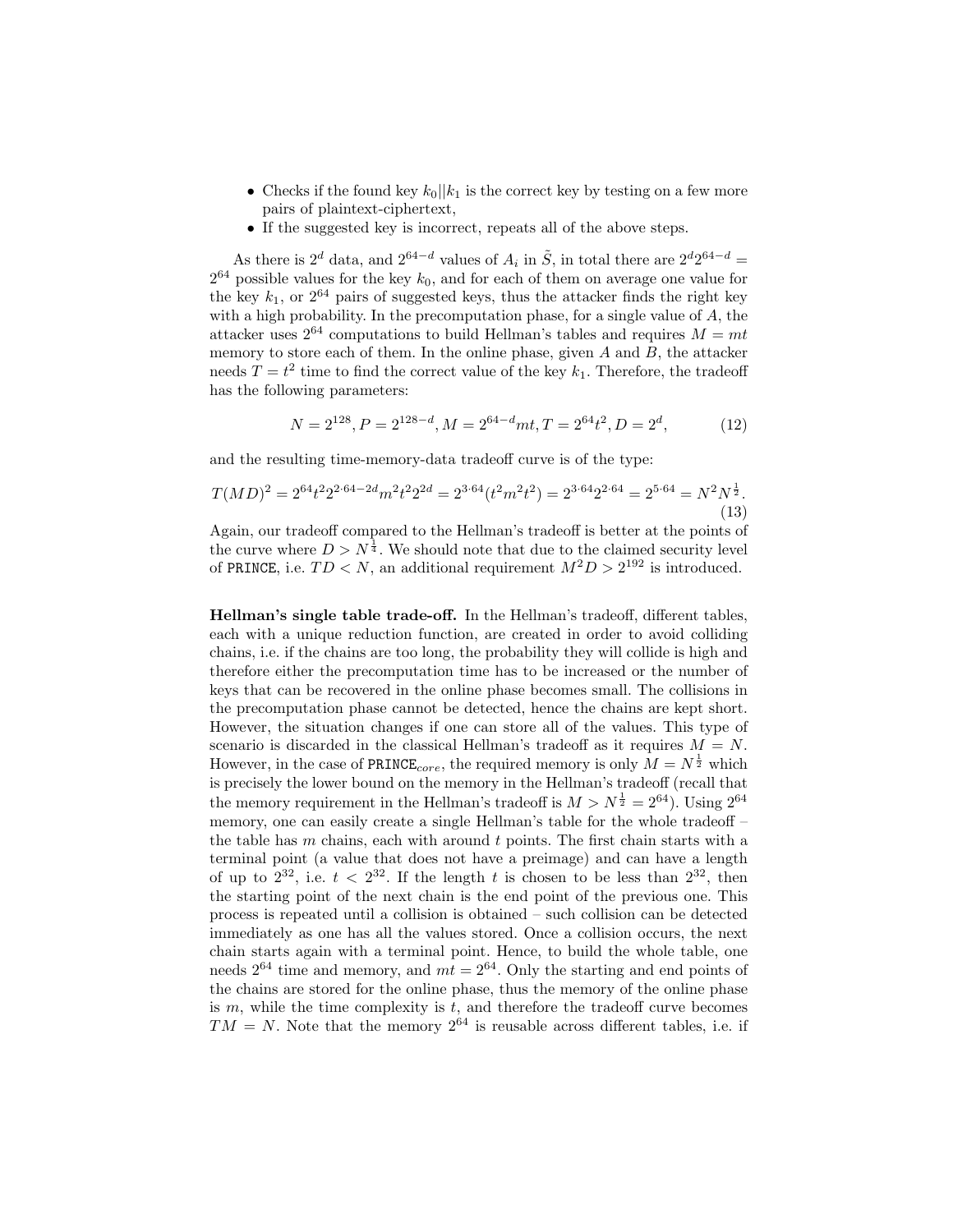- Checks if the found key $k_0||k_1$ is the correct key by testing on a few more pairs of plaintext-ciphertext,
- If the suggested key is incorrect, repeats all of the above steps.

As there is $2^d$ data, and $2^{64-d}$ values of $A_i$ in $\tilde{S}$, in total there are $2^d 2^{64-d} = 2^{64}$ possible values for the key $k_0$, and for each of them on average one value for the key $k_1$, or $2^{64}$ pairs of suggested keys, thus the attacker finds the right key with a high probability. In the precomputation phase, for a single value of $A$, the attacker uses $2^{64}$ computations to build Hellman's tables and requires $M = mt$ memory to store each of them. In the online phase, given $A$ and $B$, the attacker needs $T = t^2$ time to find the correct value of the key $k_1$. Therefore, the tradeoff has the following parameters:

$$N = 2^{128}, P = 2^{128-d}, M = 2^{64-d}mt, T = 2^{64}t^2, D = 2^d, \tag{12}$$

and the resulting time-memory-data tradeoff curve is of the type:

$$T(MD)^2 = 2^{64}t^2 2^{2\cdot 64-2d}m^2t^2 2^{2d} = 2^{3\cdot 64}(t^2m^2t^2) = 2^{3\cdot 64}2^{2\cdot 64} = 2^{5\cdot 64} = N^2 N^{\frac{1}{2}}. \tag{13}$$

Again, our tradeoff compared to the Hellman's tradeoff is better at the points of the curve where $D > N^{\frac{1}{4}}$. We should note that due to the claimed security level of PRINCE, i.e. $TD < N$, an additional requirement $M^2D > 2^{192}$ is introduced.

**Hellman's single table trade-off.** In the Hellman's tradeoff, different tables, each with a unique reduction function, are created in order to avoid colliding chains, i.e. if the chains are too long, the probability they will collide is high and therefore either the precomputation time has to be increased or the number of keys that can be recovered in the online phase becomes small. The collisions in the precomputation phase cannot be detected, hence the chains are kept short. However, the situation changes if one can store all of the values. This type of scenario is discarded in the classical Hellman's tradeoff as it requires $M = N$. However, in the case of $\texttt{PRINCE}_{core}$, the required memory is only $M = N^{\frac{1}{2}}$ which is precisely the lower bound on the memory in the Hellman's tradeoff (recall that the memory requirement in the Hellman's tradeoff is $M > N^{\frac{1}{2}} = 2^{64}$). Using $2^{64}$ memory, one can easily create a single Hellman's table for the whole tradeoff – the table has $m$ chains, each with around $t$ points. The first chain starts with a terminal point (a value that does not have a preimage) and can have a length of up to $2^{32}$, i.e. $t < 2^{32}$. If the length $t$ is chosen to be less than $2^{32}$, then the starting point of the next chain is the end point of the previous one. This process is repeated until a collision is obtained – such collision can be detected immediately as one has all the values stored. Once a collision occurs, the next chain starts again with a terminal point. Hence, to build the whole table, one needs $2^{64}$ time and memory, and $mt = 2^{64}$. Only the starting and end points of the chains are stored for the online phase, thus the memory of the online phase is $m$, while the time complexity is $t$, and therefore the tradeoff curve becomes $TM = N$. Note that the memory $2^{64}$ is reusable across different tables, i.e. if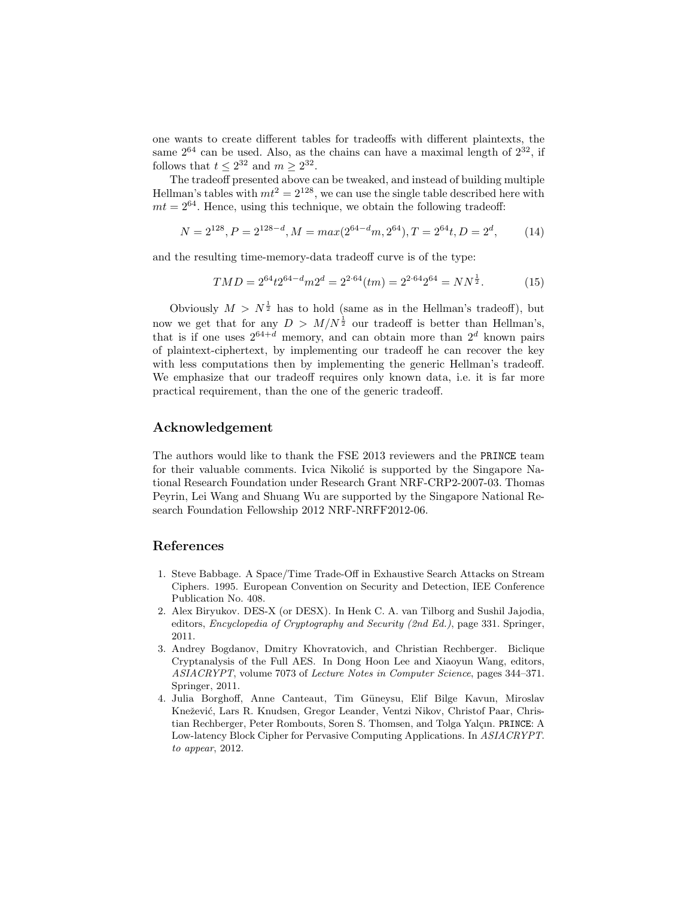one wants to create different tables for tradeoffs with different plaintexts, the same $2^{64}$ can be used. Also, as the chains can have a maximal length of $2^{32}$, if follows that $t \leq 2^{32}$ and $m \geq 2^{32}$.

The tradeoff presented above can be tweaked, and instead of building multiple Hellman's tables with $mt^2 = 2^{128}$, we can use the single table described here with $mt = 2^{64}$. Hence, using this technique, we obtain the following tradeoff:

$$N = 2^{128}, P = 2^{128-d}, M = max(2^{64-d}m, 2^{64}), T = 2^{64}t, D = 2^d, \qquad (14)$$

and the resulting time-memory-data tradeoff curve is of the type:

$$TMD = 2^{64}t2^{64-d}m2^d = 2^{2\cdot 64}(tm) = 2^{2\cdot 64}2^{64} = NN^{\frac{1}{2}}. \qquad (15)$$

Obviously $M > N^{\frac{1}{2}}$ has to hold (same as in the Hellman's tradeoff), but now we get that for any $D > M/N^{\frac{1}{2}}$ our tradeoff is better than Hellman's, that is if one uses $2^{64+d}$ memory, and can obtain more than $2^d$ known pairs of plaintext-ciphertext, by implementing our tradeoff he can recover the key with less computations then by implementing the generic Hellman's tradeoff. We emphasize that our tradeoff requires only known data, i.e. it is far more practical requirement, than the one of the generic tradeoff.

## Acknowledgement

The authors would like to thank the FSE 2013 reviewers and the PRINCE team for their valuable comments. Ivica Nikolić is supported by the Singapore National Research Foundation under Research Grant NRF-CRP2-2007-03. Thomas Peyrin, Lei Wang and Shuang Wu are supported by the Singapore National Research Foundation Fellowship 2012 NRF-NRFF2012-06.

## References

1. Steve Babbage. A Space/Time Trade-Off in Exhaustive Search Attacks on Stream Ciphers. 1995. European Convention on Security and Detection, IEE Conference Publication No. 408.
2. Alex Biryukov. DES-X (or DESX). In Henk C. A. van Tilborg and Sushil Jajodia, editors, *Encyclopedia of Cryptography and Security (2nd Ed.)*, page 331. Springer, 2011.
3. Andrey Bogdanov, Dmitry Khovratovich, and Christian Rechberger. Biclique Cryptanalysis of the Full AES. In Dong Hoon Lee and Xiaoyun Wang, editors, *ASIACRYPT*, volume 7073 of *Lecture Notes in Computer Science*, pages 344–371. Springer, 2011.
4. Julia Borghoff, Anne Canteaut, Tim Güneysu, Elif Bilge Kavun, Miroslav Knežević, Lars R. Knudsen, Gregor Leander, Ventzi Nikov, Christof Paar, Christian Rechberger, Peter Rombouts, Soren S. Thomsen, and Tolga Yalçın. PRINCE: A Low-latency Block Cipher for Pervasive Computing Applications. In *ASIACRYPT. to appear*, 2012.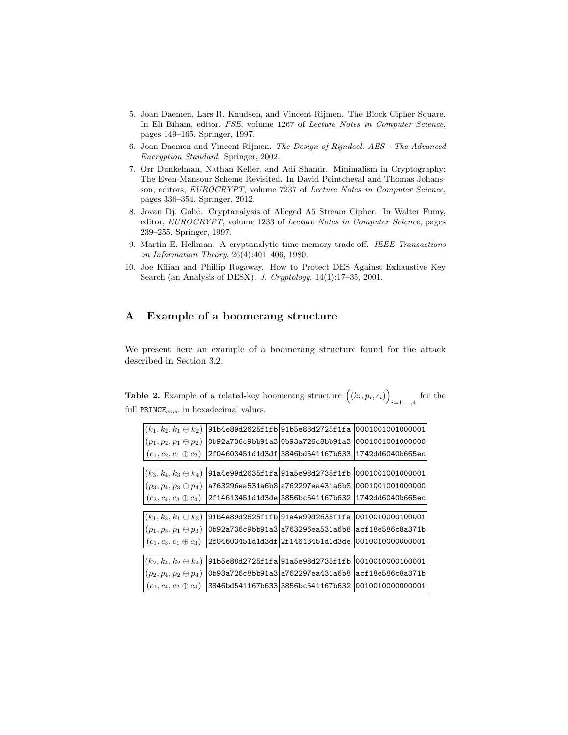5. Joan Daemen, Lars R. Knudsen, and Vincent Rijmen. The Block Cipher Square. In Eli Biham, editor, *FSE*, volume 1267 of *Lecture Notes in Computer Science*, pages 149–165. Springer, 1997.
6. Joan Daemen and Vincent Rijmen. *The Design of Rijndael: AES - The Advanced Encryption Standard*. Springer, 2002.
7. Orr Dunkelman, Nathan Keller, and Adi Shamir. Minimalism in Cryptography: The Even-Mansour Scheme Revisited. In David Pointcheval and Thomas Johansson, editors, *EUROCRYPT*, volume 7237 of *Lecture Notes in Computer Science*, pages 336–354. Springer, 2012.
8. Jovan Dj. Golić. Cryptanalysis of Alleged A5 Stream Cipher. In Walter Fumy, editor, *EUROCRYPT*, volume 1233 of *Lecture Notes in Computer Science*, pages 239–255. Springer, 1997.
9. Martin E. Hellman. A cryptanalytic time-memory trade-off. *IEEE Transactions on Information Theory*, 26(4):401–406, 1980.
10. Joe Kilian and Phillip Rogaway. How to Protect DES Against Exhaustive Key Search (an Analysis of DESX). *J. Cryptology*, 14(1):17–35, 2001.

# A Example of a boomerang structure

We present here an example of a boomerang structure found for the attack described in Section 3.2.

**Table 2.** Example of a related-key boomerang structure $\Big((k_i, p_i, c_i)\Big)_{i=1,\ldots,4}$ for the full $\mathtt{PRINCE}_{core}$ in hexadecimal values.

| | | | |
|---|---|---|---|
| $(k_1, k_2, k_1 \oplus k_2)$ | 91b4e89d2625f1fb | 91b5e88d2725f1fa | 0001001001000001 |
| $(p_1, p_2, p_1 \oplus p_2)$ | 0b92a736c9bb91a3 | 0b93a726c8bb91a3 | 0001001001000000 |
| $(c_1, c_2, c_1 \oplus c_2)$ | 2f04603451d1d3df | 3846bd541167b633 | 1742dd6040b665ec |
| $(k_3, k_4, k_3 \oplus k_4)$ | 91a4e99d2635f1fa | 91a5e98d2735f1fb | 0001001001000001 |
| $(p_3, p_4, p_3 \oplus p_4)$ | a763296ea531a6b8 | a762297ea431a6b8 | 0001001001000000 |
| $(c_3, c_4, c_3 \oplus c_4)$ | 2f14613451d1d3de | 3856bc541167b632 | 1742dd6040b665ec |
| $(k_1, k_3, k_1 \oplus k_3)$ | 91b4e89d2625f1fb | 91a4e99d2635f1fa | 0010010000100001 |
| $(p_1, p_3, p_1 \oplus p_3)$ | 0b92a736c9bb91a3 | a763296ea531a6b8 | acf18e586c8a371b |
| $(c_1, c_3, c_1 \oplus c_3)$ | 2f04603451d1d3df | 2f14613451d1d3de | 0010010000000001 |
| $(k_2, k_4, k_2 \oplus k_4)$ | 91b5e88d2725f1fa | 91a5e98d2735f1fb | 0010010000100001 |
| $(p_2, p_4, p_2 \oplus p_4)$ | 0b93a726c8bb91a3 | a762297ea431a6b8 | acf18e586c8a371b |
| $(c_2, c_4, c_2 \oplus c_4)$ | 3846bd541167b633 | 3856bc541167b632 | 0010010000000001 |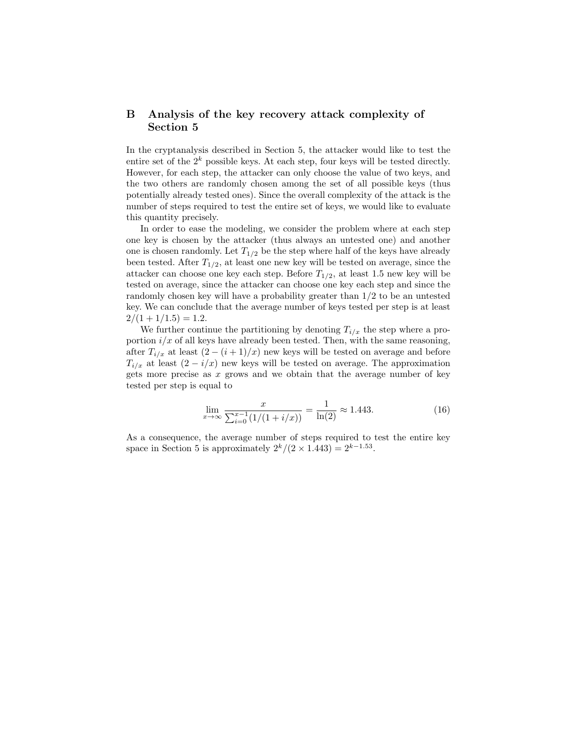## B Analysis of the key recovery attack complexity of Section 5

In the cryptanalysis described in Section 5, the attacker would like to test the entire set of the $2^k$ possible keys. At each step, four keys will be tested directly. However, for each step, the attacker can only choose the value of two keys, and the two others are randomly chosen among the set of all possible keys (thus potentially already tested ones). Since the overall complexity of the attack is the number of steps required to test the entire set of keys, we would like to evaluate this quantity precisely.

In order to ease the modeling, we consider the problem where at each step one key is chosen by the attacker (thus always an untested one) and another one is chosen randomly. Let $T_{1/2}$ be the step where half of the keys have already been tested. After $T_{1/2}$, at least one new key will be tested on average, since the attacker can choose one key each step. Before $T_{1/2}$, at least 1.5 new key will be tested on average, since the attacker can choose one key each step and since the randomly chosen key will have a probability greater than 1/2 to be an untested key. We can conclude that the average number of keys tested per step is at least $2/(1 + 1/1.5) = 1.2$.

We further continue the partitioning by denoting $T_{i/x}$ the step where a proportion $i/x$ of all keys have already been tested. Then, with the same reasoning, after $T_{i/x}$ at least $(2 - (i + 1)/x)$ new keys will be tested on average and before $T_{i/x}$ at least $(2 - i/x)$ new keys will be tested on average. The approximation gets more precise as $x$ grows and we obtain that the average number of key tested per step is equal to

$$\lim_{x \to \infty} \frac{x}{\sum_{i=0}^{x-1}(1/(1 + i/x))} = \frac{1}{\ln(2)} \approx 1.443. \tag{16}$$

As a consequence, the average number of steps required to test the entire key space in Section 5 is approximately $2^k/(2 \times 1.443) = 2^{k-1.53}$.